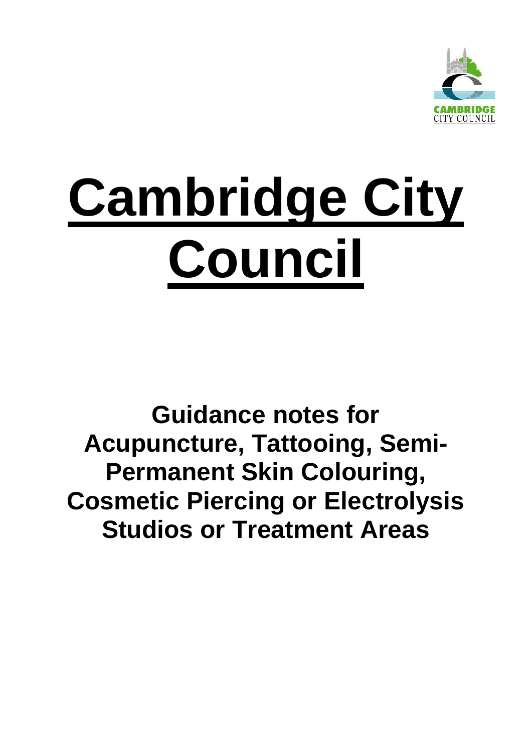# Cambridge City Council

## Guidance notes for Acupuncture, Tattooing, Semi-Permanent Skin Colouring, Cosmetic Piercing or Electrolysis Studios or Treatment Areas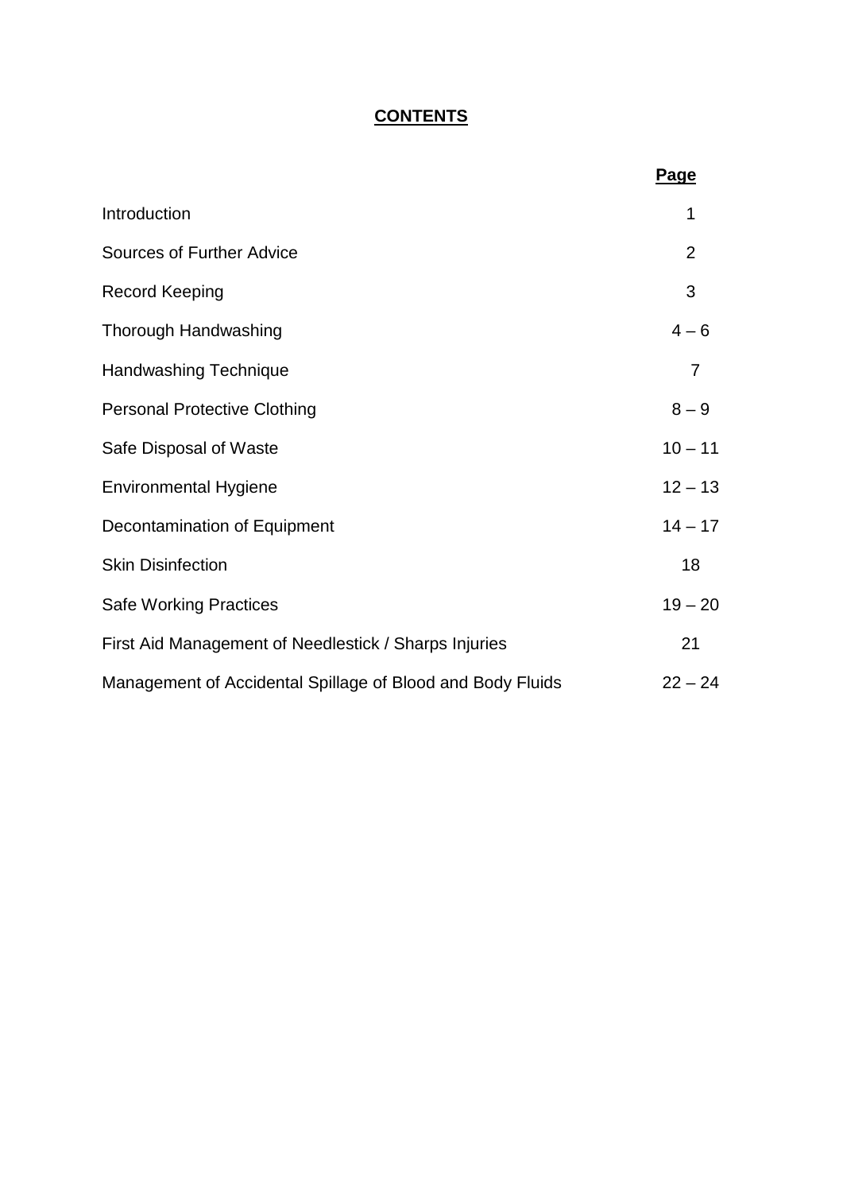# CONTENTS

| | Page |
| --- | --- |
| Introduction | 1 |
| Sources of Further Advice | 2 |
| Record Keeping | 3 |
| Thorough Handwashing | 4 – 6 |
| Handwashing Technique | 7 |
| Personal Protective Clothing | 8 – 9 |
| Safe Disposal of Waste | 10 – 11 |
| Environmental Hygiene | 12 – 13 |
| Decontamination of Equipment | 14 – 17 |
| Skin Disinfection | 18 |
| Safe Working Practices | 19 – 20 |
| First Aid Management of Needlestick / Sharps Injuries | 21 |
| Management of Accidental Spillage of Blood and Body Fluids | 22 – 24 |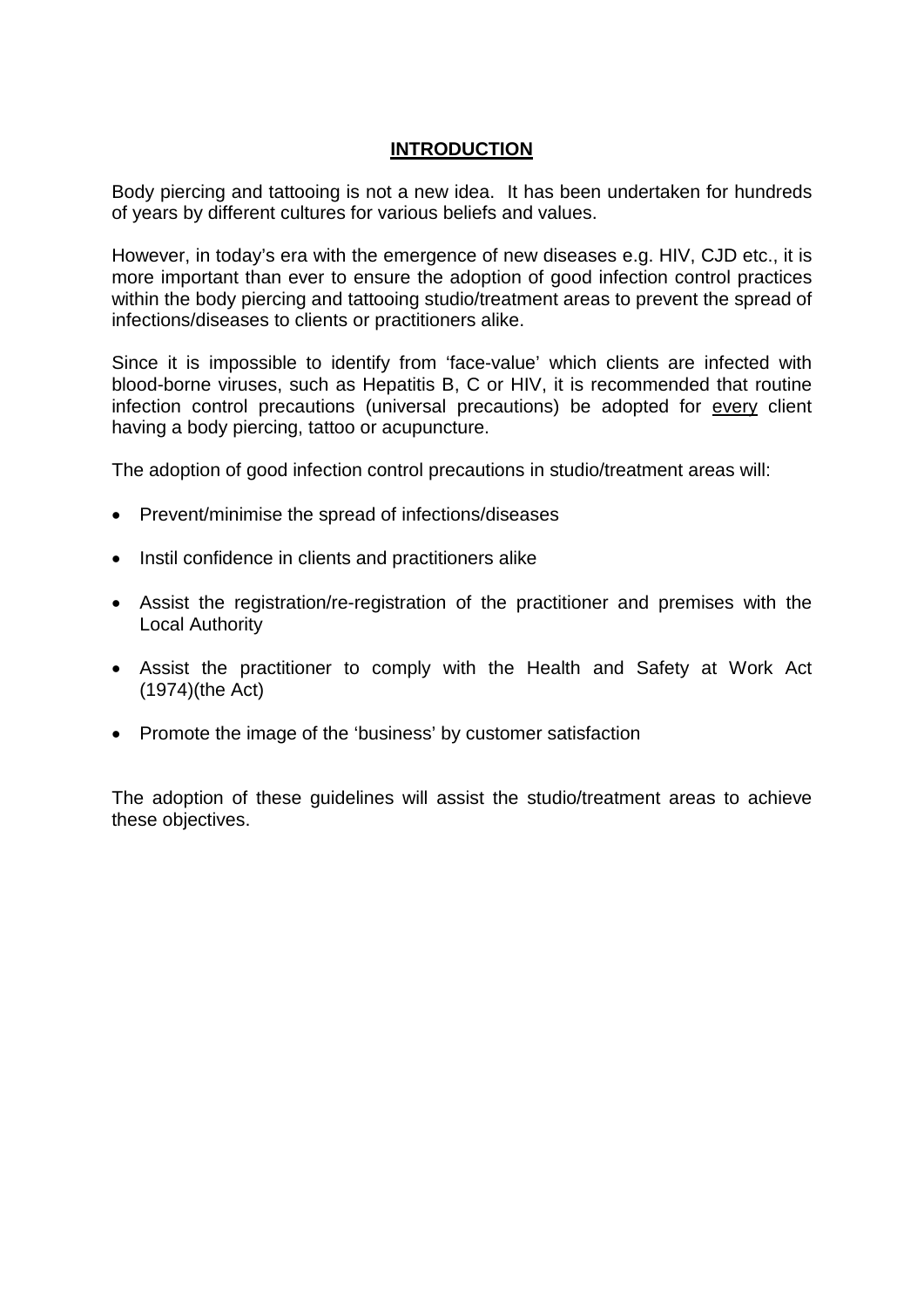# INTRODUCTION

Body piercing and tattooing is not a new idea. It has been undertaken for hundreds of years by different cultures for various beliefs and values.

However, in today's era with the emergence of new diseases e.g. HIV, CJD etc., it is more important than ever to ensure the adoption of good infection control practices within the body piercing and tattooing studio/treatment areas to prevent the spread of infections/diseases to clients or practitioners alike.

Since it is impossible to identify from 'face-value' which clients are infected with blood-borne viruses, such as Hepatitis B, C or HIV, it is recommended that routine infection control precautions (universal precautions) be adopted for every client having a body piercing, tattoo or acupuncture.

The adoption of good infection control precautions in studio/treatment areas will:

- Prevent/minimise the spread of infections/diseases
- Instil confidence in clients and practitioners alike
- Assist the registration/re-registration of the practitioner and premises with the Local Authority
- Assist the practitioner to comply with the Health and Safety at Work Act (1974)(the Act)
- Promote the image of the 'business' by customer satisfaction

The adoption of these guidelines will assist the studio/treatment areas to achieve these objectives.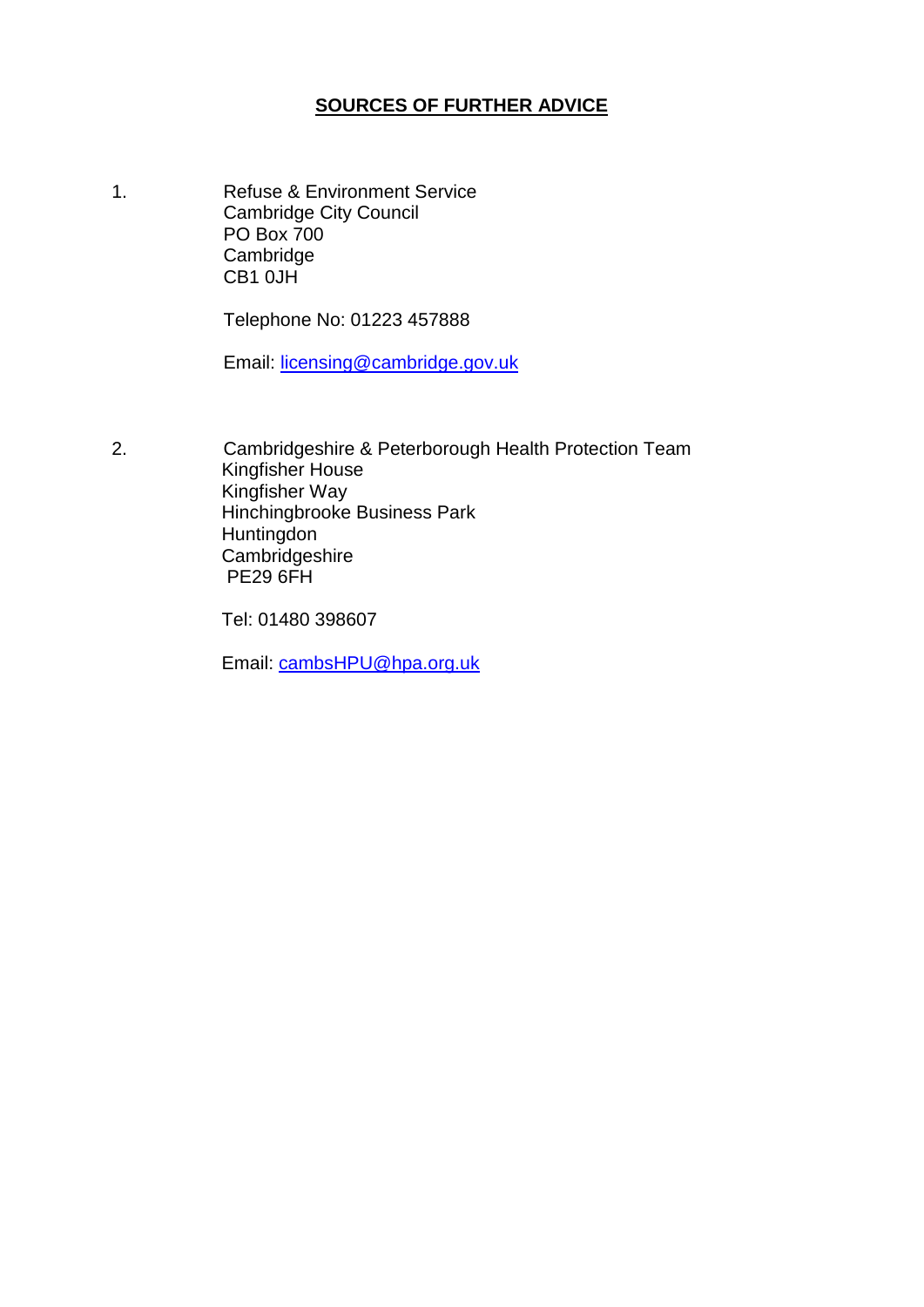## SOURCES OF FURTHER ADVICE

1. Refuse & Environment Service
   Cambridge City Council
   PO Box 700
   Cambridge
   CB1 0JH

   Telephone No: 01223 457888

   Email: licensing@cambridge.gov.uk

2. Cambridgeshire & Peterborough Health Protection Team
   Kingfisher House
   Kingfisher Way
   Hinchingbrooke Business Park
   Huntingdon
   Cambridgeshire
   PE29 6FH

   Tel: 01480 398607

   Email: cambsHPU@hpa.org.uk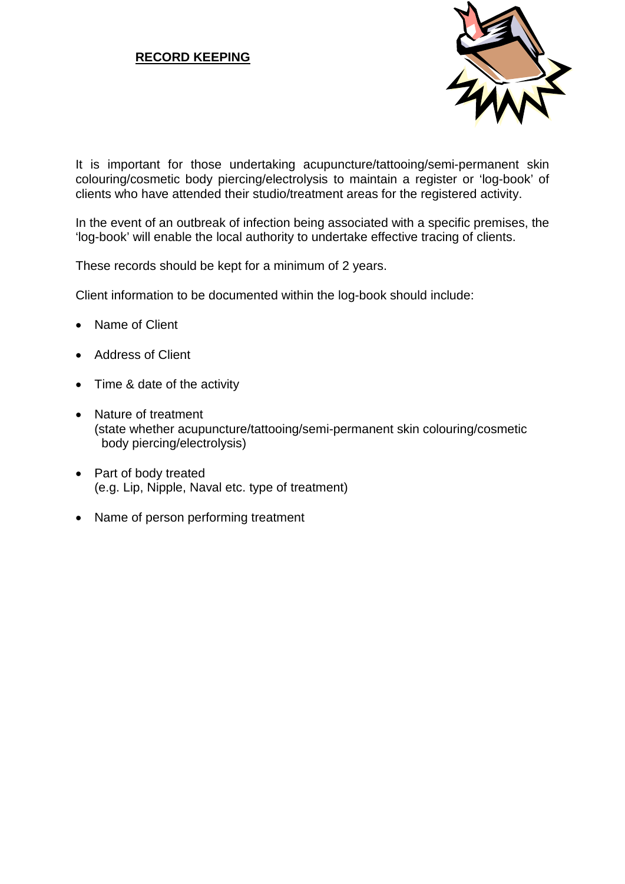## RECORD KEEPING

It is important for those undertaking acupuncture/tattooing/semi-permanent skin colouring/cosmetic body piercing/electrolysis to maintain a register or 'log-book' of clients who have attended their studio/treatment areas for the registered activity.

In the event of an outbreak of infection being associated with a specific premises, the 'log-book' will enable the local authority to undertake effective tracing of clients.

These records should be kept for a minimum of 2 years.

Client information to be documented within the log-book should include:

- Name of Client
- Address of Client
- Time & date of the activity
- Nature of treatment
  (state whether acupuncture/tattooing/semi-permanent skin colouring/cosmetic body piercing/electrolysis)
- Part of body treated
  (e.g. Lip, Nipple, Naval etc. type of treatment)
- Name of person performing treatment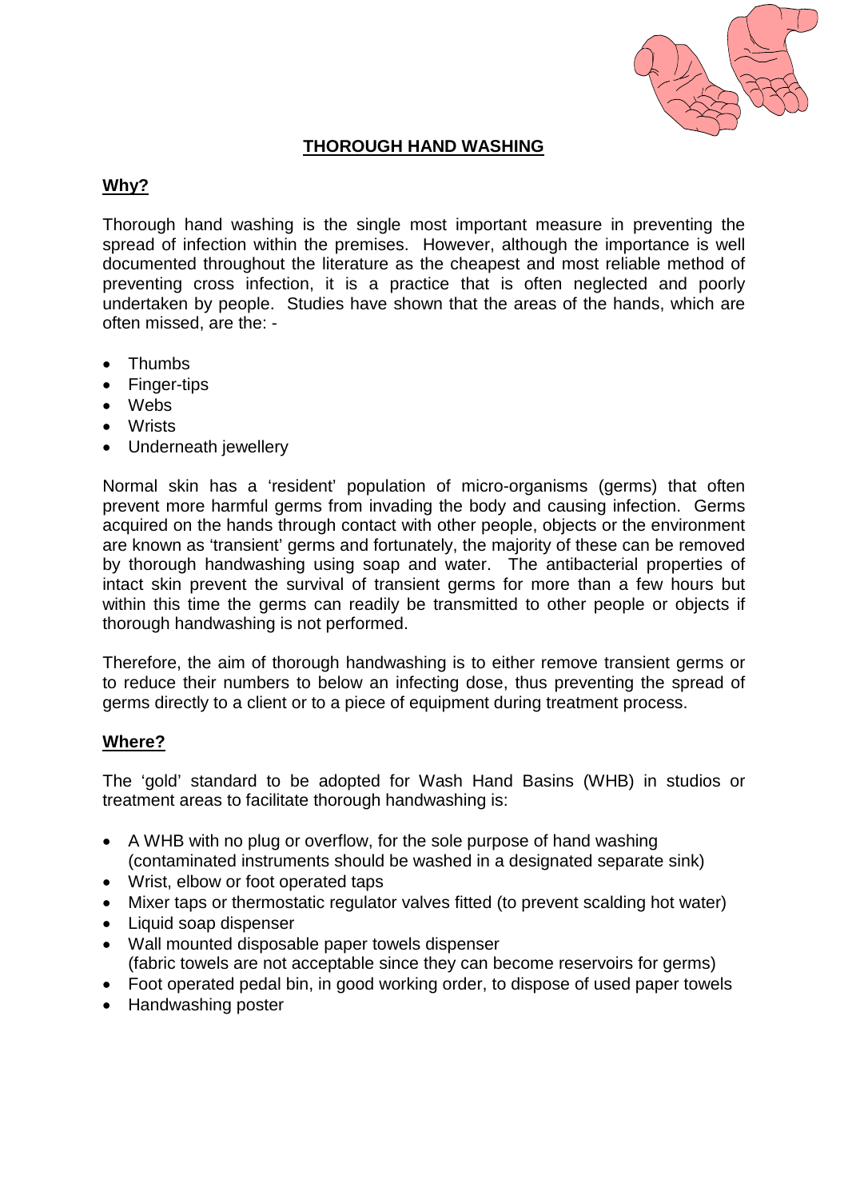# THOROUGH HAND WASHING

## Why?

Thorough hand washing is the single most important measure in preventing the spread of infection within the premises. However, although the importance is well documented throughout the literature as the cheapest and most reliable method of preventing cross infection, it is a practice that is often neglected and poorly undertaken by people. Studies have shown that the areas of the hands, which are often missed, are the: -

- Thumbs
- Finger-tips
- Webs
- Wrists
- Underneath jewellery

Normal skin has a 'resident' population of micro-organisms (germs) that often prevent more harmful germs from invading the body and causing infection. Germs acquired on the hands through contact with other people, objects or the environment are known as 'transient' germs and fortunately, the majority of these can be removed by thorough handwashing using soap and water. The antibacterial properties of intact skin prevent the survival of transient germs for more than a few hours but within this time the germs can readily be transmitted to other people or objects if thorough handwashing is not performed.

Therefore, the aim of thorough handwashing is to either remove transient germs or to reduce their numbers to below an infecting dose, thus preventing the spread of germs directly to a client or to a piece of equipment during treatment process.

## Where?

The 'gold' standard to be adopted for Wash Hand Basins (WHB) in studios or treatment areas to facilitate thorough handwashing is:

- A WHB with no plug or overflow, for the sole purpose of hand washing (contaminated instruments should be washed in a designated separate sink)
- Wrist, elbow or foot operated taps
- Mixer taps or thermostatic regulator valves fitted (to prevent scalding hot water)
- Liquid soap dispenser
- Wall mounted disposable paper towels dispenser (fabric towels are not acceptable since they can become reservoirs for germs)
- Foot operated pedal bin, in good working order, to dispose of used paper towels
- Handwashing poster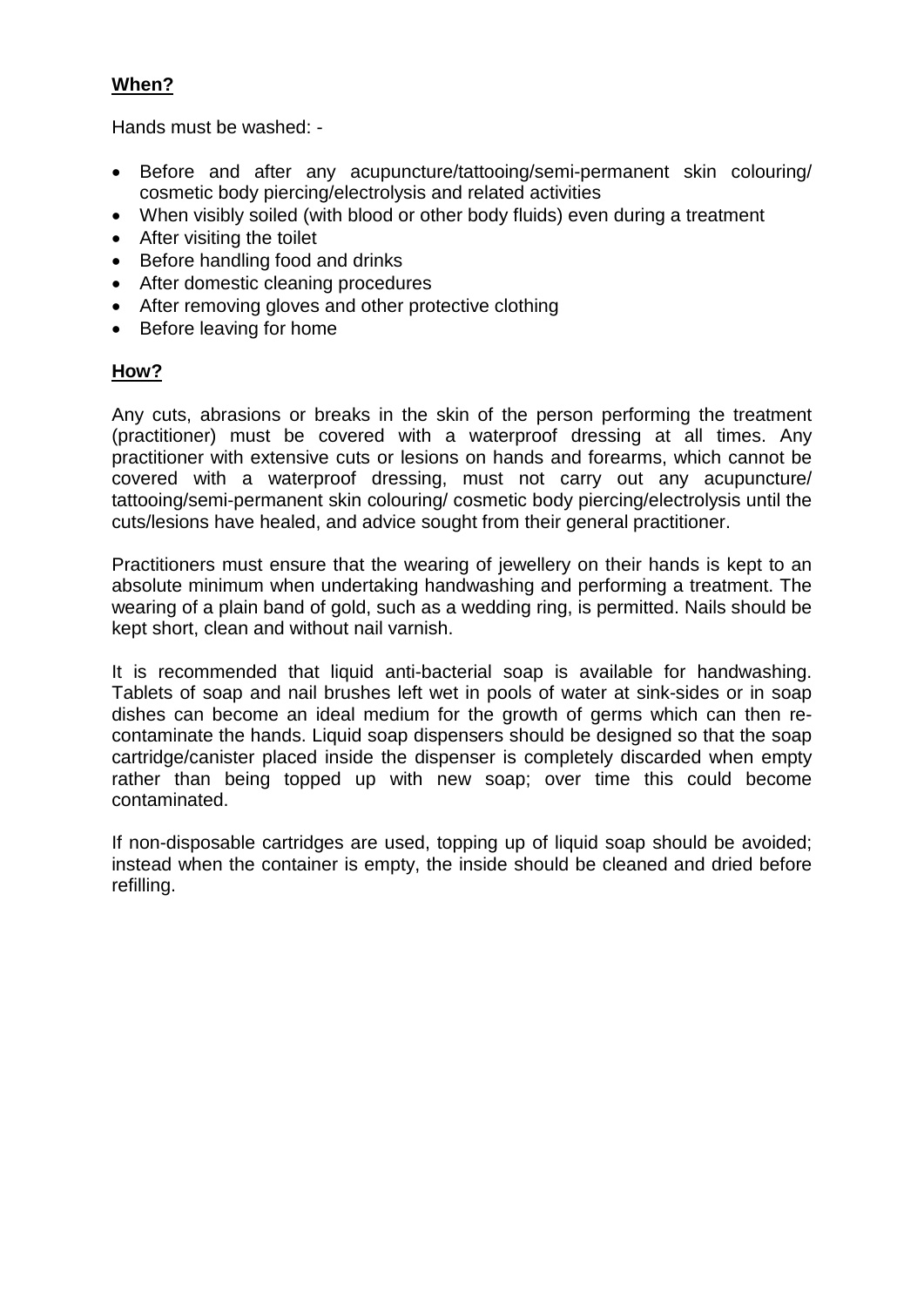**When?**

Hands must be washed: -

- Before and after any acupuncture/tattooing/semi-permanent skin colouring/ cosmetic body piercing/electrolysis and related activities
- When visibly soiled (with blood or other body fluids) even during a treatment
- After visiting the toilet
- Before handling food and drinks
- After domestic cleaning procedures
- After removing gloves and other protective clothing
- Before leaving for home

**How?**

Any cuts, abrasions or breaks in the skin of the person performing the treatment (practitioner) must be covered with a waterproof dressing at all times. Any practitioner with extensive cuts or lesions on hands and forearms, which cannot be covered with a waterproof dressing, must not carry out any acupuncture/ tattooing/semi-permanent skin colouring/ cosmetic body piercing/electrolysis until the cuts/lesions have healed, and advice sought from their general practitioner.

Practitioners must ensure that the wearing of jewellery on their hands is kept to an absolute minimum when undertaking handwashing and performing a treatment. The wearing of a plain band of gold, such as a wedding ring, is permitted. Nails should be kept short, clean and without nail varnish.

It is recommended that liquid anti-bacterial soap is available for handwashing. Tablets of soap and nail brushes left wet in pools of water at sink-sides or in soap dishes can become an ideal medium for the growth of germs which can then re-contaminate the hands. Liquid soap dispensers should be designed so that the soap cartridge/canister placed inside the dispenser is completely discarded when empty rather than being topped up with new soap; over time this could become contaminated.

If non-disposable cartridges are used, topping up of liquid soap should be avoided; instead when the container is empty, the inside should be cleaned and dried before refilling.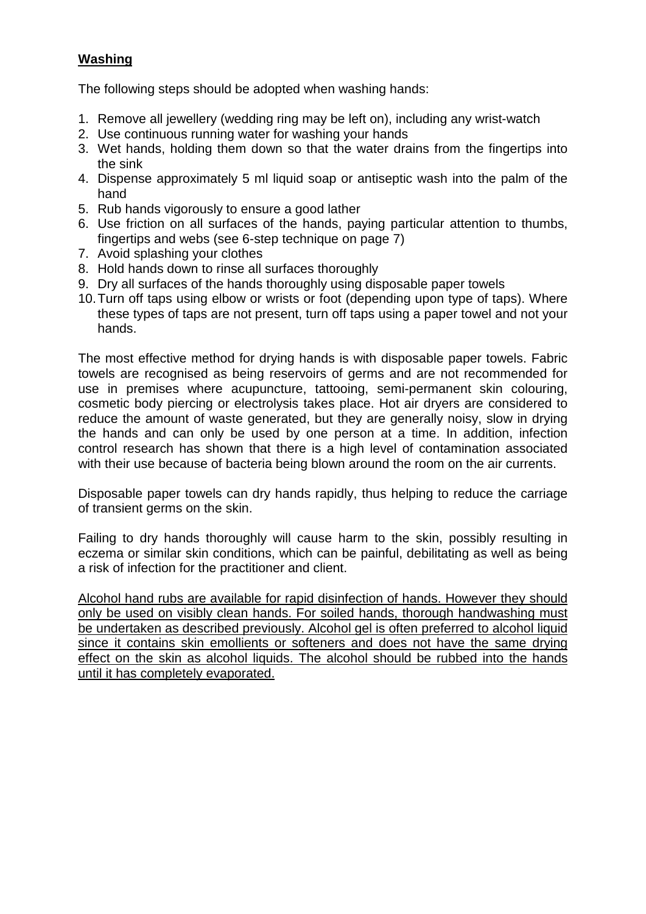**Washing**

The following steps should be adopted when washing hands:

1. Remove all jewellery (wedding ring may be left on), including any wrist-watch
2. Use continuous running water for washing your hands
3. Wet hands, holding them down so that the water drains from the fingertips into the sink
4. Dispense approximately 5 ml liquid soap or antiseptic wash into the palm of the hand
5. Rub hands vigorously to ensure a good lather
6. Use friction on all surfaces of the hands, paying particular attention to thumbs, fingertips and webs (see 6-step technique on page 7)
7. Avoid splashing your clothes
8. Hold hands down to rinse all surfaces thoroughly
9. Dry all surfaces of the hands thoroughly using disposable paper towels
10. Turn off taps using elbow or wrists or foot (depending upon type of taps). Where these types of taps are not present, turn off taps using a paper towel and not your hands.

The most effective method for drying hands is with disposable paper towels. Fabric towels are recognised as being reservoirs of germs and are not recommended for use in premises where acupuncture, tattooing, semi-permanent skin colouring, cosmetic body piercing or electrolysis takes place. Hot air dryers are considered to reduce the amount of waste generated, but they are generally noisy, slow in drying the hands and can only be used by one person at a time. In addition, infection control research has shown that there is a high level of contamination associated with their use because of bacteria being blown around the room on the air currents.

Disposable paper towels can dry hands rapidly, thus helping to reduce the carriage of transient germs on the skin.

Failing to dry hands thoroughly will cause harm to the skin, possibly resulting in eczema or similar skin conditions, which can be painful, debilitating as well as being a risk of infection for the practitioner and client.

<u>Alcohol hand rubs are available for rapid disinfection of hands. However they should only be used on visibly clean hands. For soiled hands, thorough handwashing must be undertaken as described previously. Alcohol gel is often preferred to alcohol liquid since it contains skin emollients or softeners and does not have the same drying effect on the skin as alcohol liquids. The alcohol should be rubbed into the hands until it has completely evaporated.</u>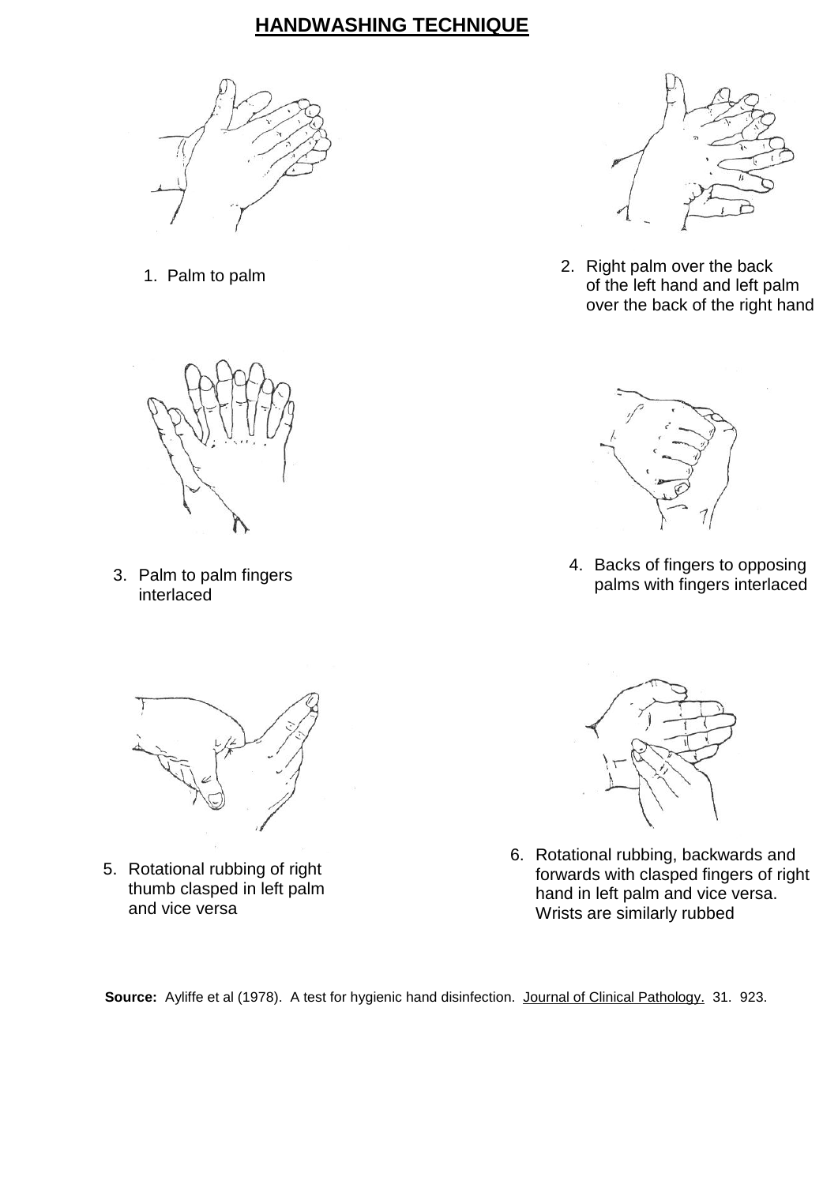# HANDWASHING TECHNIQUE

1. Palm to palm

2. Right palm over the back of the left hand and left palm over the back of the right hand

3. Palm to palm fingers interlaced

4. Backs of fingers to opposing palms with fingers interlaced

5. Rotational rubbing of right thumb clasped in left palm and vice versa

6. Rotational rubbing, backwards and forwards with clasped fingers of right hand in left palm and vice versa. Wrists are similarly rubbed

**Source:** Ayliffe et al (1978). A test for hygienic hand disinfection. Journal of Clinical Pathology. 31. 923.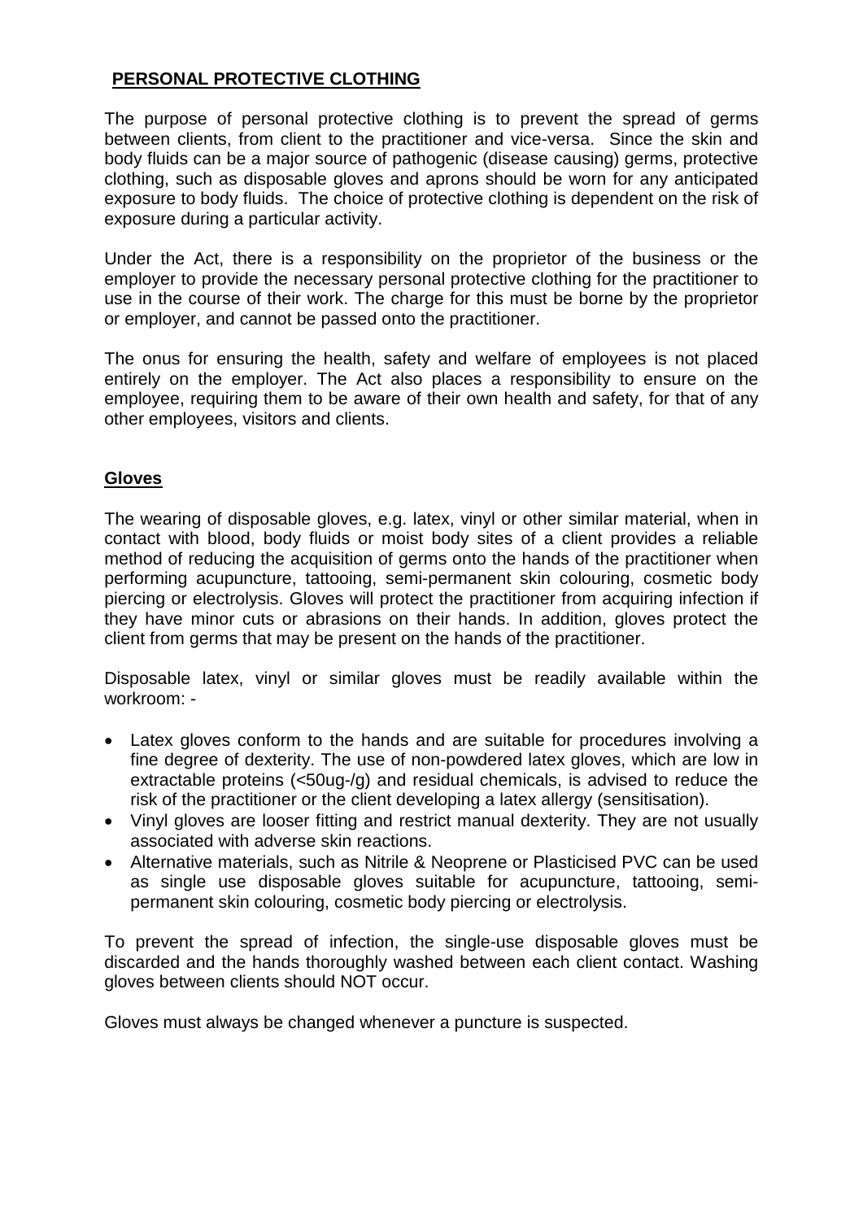## PERSONAL PROTECTIVE CLOTHING

The purpose of personal protective clothing is to prevent the spread of germs between clients, from client to the practitioner and vice-versa. Since the skin and body fluids can be a major source of pathogenic (disease causing) germs, protective clothing, such as disposable gloves and aprons should be worn for any anticipated exposure to body fluids. The choice of protective clothing is dependent on the risk of exposure during a particular activity.

Under the Act, there is a responsibility on the proprietor of the business or the employer to provide the necessary personal protective clothing for the practitioner to use in the course of their work. The charge for this must be borne by the proprietor or employer, and cannot be passed onto the practitioner.

The onus for ensuring the health, safety and welfare of employees is not placed entirely on the employer. The Act also places a responsibility to ensure on the employee, requiring them to be aware of their own health and safety, for that of any other employees, visitors and clients.

### Gloves

The wearing of disposable gloves, e.g. latex, vinyl or other similar material, when in contact with blood, body fluids or moist body sites of a client provides a reliable method of reducing the acquisition of germs onto the hands of the practitioner when performing acupuncture, tattooing, semi-permanent skin colouring, cosmetic body piercing or electrolysis. Gloves will protect the practitioner from acquiring infection if they have minor cuts or abrasions on their hands. In addition, gloves protect the client from germs that may be present on the hands of the practitioner.

Disposable latex, vinyl or similar gloves must be readily available within the workroom: -

- Latex gloves conform to the hands and are suitable for procedures involving a fine degree of dexterity. The use of non-powdered latex gloves, which are low in extractable proteins (<50ug-/g) and residual chemicals, is advised to reduce the risk of the practitioner or the client developing a latex allergy (sensitisation).
- Vinyl gloves are looser fitting and restrict manual dexterity. They are not usually associated with adverse skin reactions.
- Alternative materials, such as Nitrile & Neoprene or Plasticised PVC can be used as single use disposable gloves suitable for acupuncture, tattooing, semi-permanent skin colouring, cosmetic body piercing or electrolysis.

To prevent the spread of infection, the single-use disposable gloves must be discarded and the hands thoroughly washed between each client contact. Washing gloves between clients should NOT occur.

Gloves must always be changed whenever a puncture is suspected.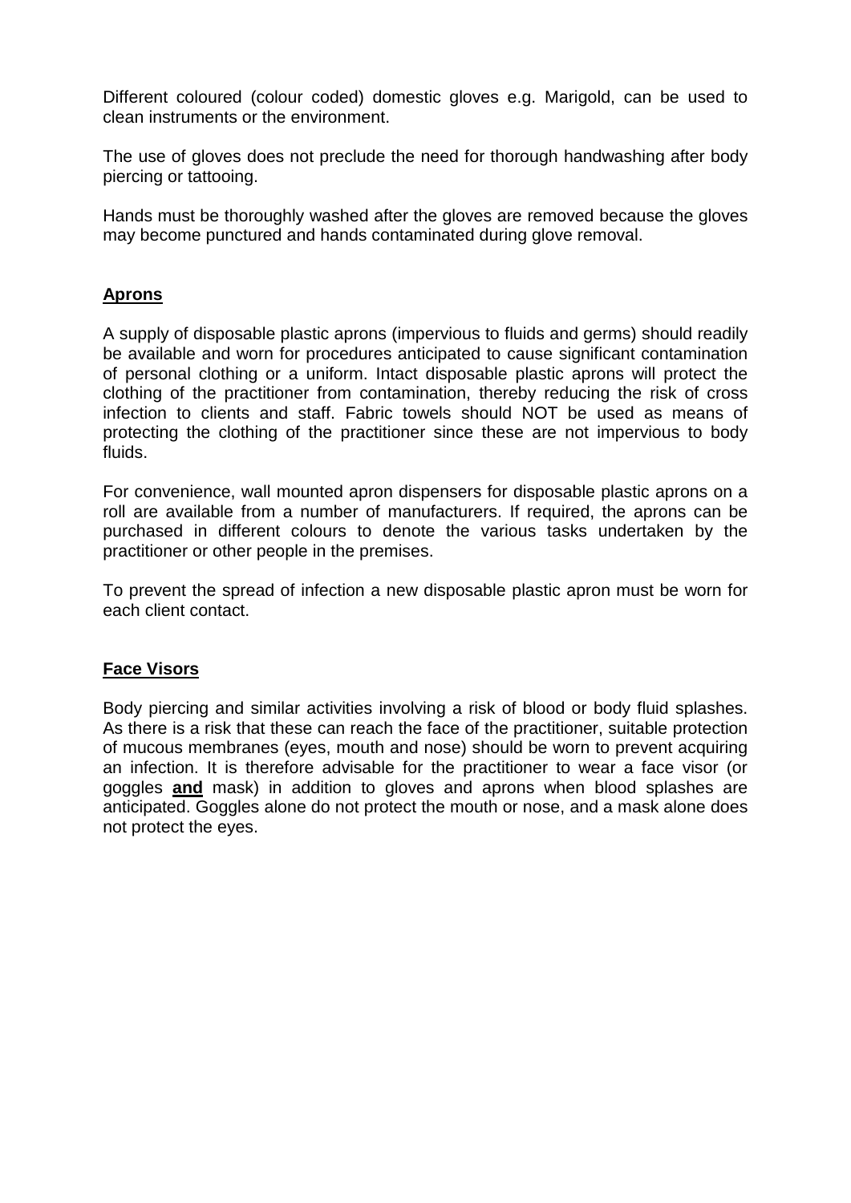Different coloured (colour coded) domestic gloves e.g. Marigold, can be used to clean instruments or the environment.

The use of gloves does not preclude the need for thorough handwashing after body piercing or tattooing.

Hands must be thoroughly washed after the gloves are removed because the gloves may become punctured and hands contaminated during glove removal.

## Aprons

A supply of disposable plastic aprons (impervious to fluids and germs) should readily be available and worn for procedures anticipated to cause significant contamination of personal clothing or a uniform. Intact disposable plastic aprons will protect the clothing of the practitioner from contamination, thereby reducing the risk of cross infection to clients and staff. Fabric towels should NOT be used as means of protecting the clothing of the practitioner since these are not impervious to body fluids.

For convenience, wall mounted apron dispensers for disposable plastic aprons on a roll are available from a number of manufacturers. If required, the aprons can be purchased in different colours to denote the various tasks undertaken by the practitioner or other people in the premises.

To prevent the spread of infection a new disposable plastic apron must be worn for each client contact.

## Face Visors

Body piercing and similar activities involving a risk of blood or body fluid splashes. As there is a risk that these can reach the face of the practitioner, suitable protection of mucous membranes (eyes, mouth and nose) should be worn to prevent acquiring an infection. It is therefore advisable for the practitioner to wear a face visor (or goggles **and** mask) in addition to gloves and aprons when blood splashes are anticipated. Goggles alone do not protect the mouth or nose, and a mask alone does not protect the eyes.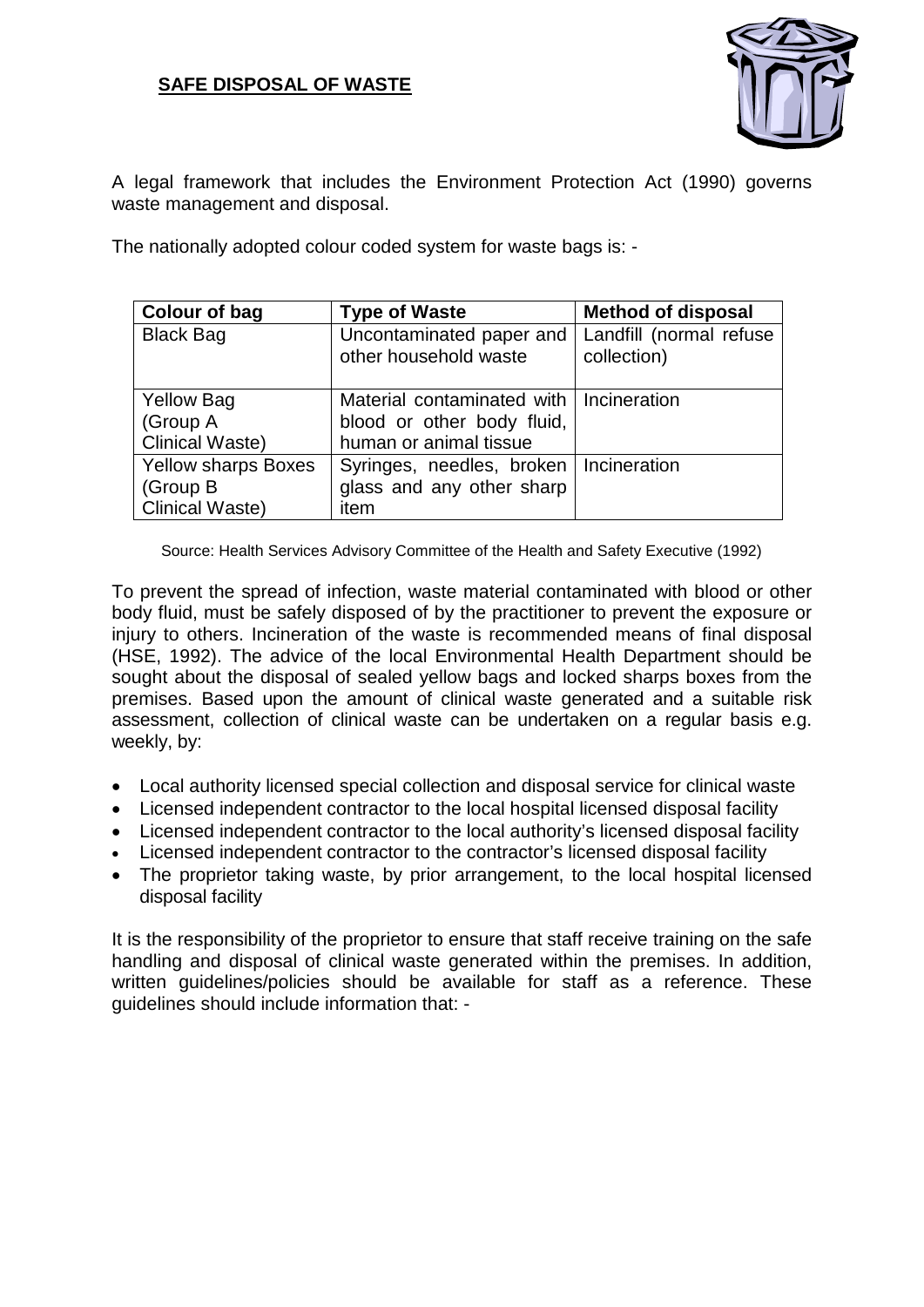## **SAFE DISPOSAL OF WASTE**

A legal framework that includes the Environment Protection Act (1990) governs waste management and disposal.

The nationally adopted colour coded system for waste bags is: -

| Colour of bag | Type of Waste | Method of disposal |
| --- | --- | --- |
| Black Bag | Uncontaminated paper and other household waste | Landfill (normal refuse collection) |
| Yellow Bag (Group A Clinical Waste) | Material contaminated with blood or other body fluid, human or animal tissue | Incineration |
| Yellow sharps Boxes (Group B Clinical Waste) | Syringes, needles, broken glass and any other sharp item | Incineration |

Source: Health Services Advisory Committee of the Health and Safety Executive (1992)

To prevent the spread of infection, waste material contaminated with blood or other body fluid, must be safely disposed of by the practitioner to prevent the exposure or injury to others. Incineration of the waste is recommended means of final disposal (HSE, 1992). The advice of the local Environmental Health Department should be sought about the disposal of sealed yellow bags and locked sharps boxes from the premises. Based upon the amount of clinical waste generated and a suitable risk assessment, collection of clinical waste can be undertaken on a regular basis e.g. weekly, by:

- Local authority licensed special collection and disposal service for clinical waste
- Licensed independent contractor to the local hospital licensed disposal facility
- Licensed independent contractor to the local authority's licensed disposal facility
- Licensed independent contractor to the contractor's licensed disposal facility
- The proprietor taking waste, by prior arrangement, to the local hospital licensed disposal facility

It is the responsibility of the proprietor to ensure that staff receive training on the safe handling and disposal of clinical waste generated within the premises. In addition, written guidelines/policies should be available for staff as a reference. These guidelines should include information that: -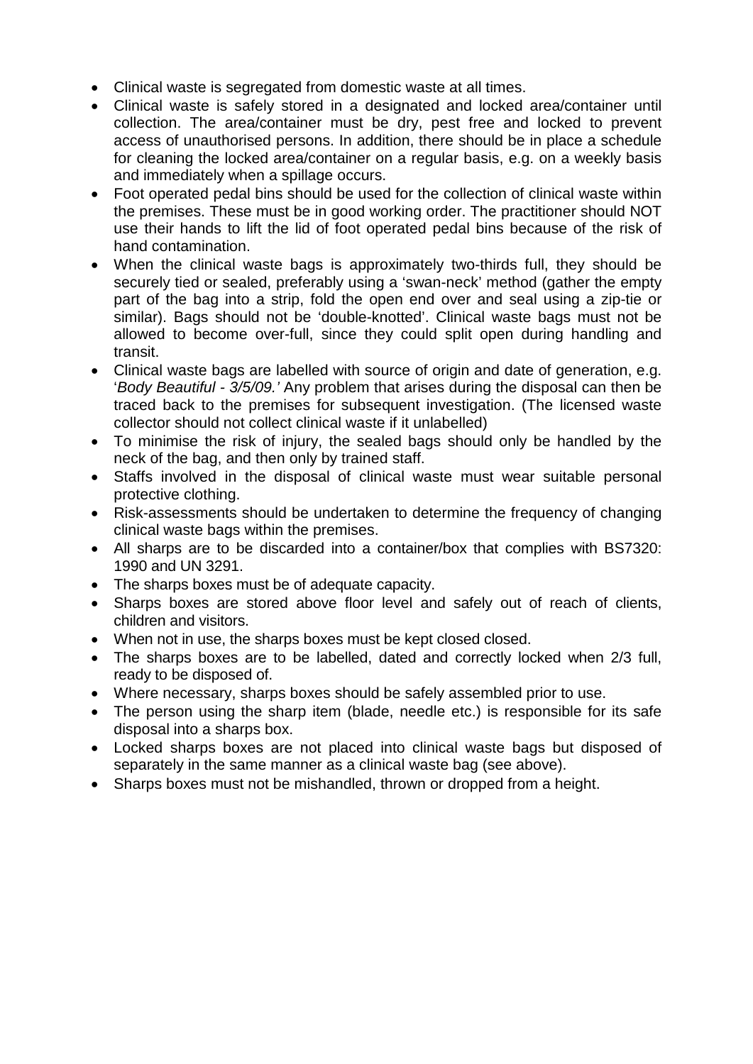- Clinical waste is segregated from domestic waste at all times.
- Clinical waste is safely stored in a designated and locked area/container until collection. The area/container must be dry, pest free and locked to prevent access of unauthorised persons. In addition, there should be in place a schedule for cleaning the locked area/container on a regular basis, e.g. on a weekly basis and immediately when a spillage occurs.
- Foot operated pedal bins should be used for the collection of clinical waste within the premises. These must be in good working order. The practitioner should NOT use their hands to lift the lid of foot operated pedal bins because of the risk of hand contamination.
- When the clinical waste bags is approximately two-thirds full, they should be securely tied or sealed, preferably using a 'swan-neck' method (gather the empty part of the bag into a strip, fold the open end over and seal using a zip-tie or similar). Bags should not be 'double-knotted'. Clinical waste bags must not be allowed to become over-full, since they could split open during handling and transit.
- Clinical waste bags are labelled with source of origin and date of generation, e.g. '*Body Beautiful - 3/5/09.'* Any problem that arises during the disposal can then be traced back to the premises for subsequent investigation. (The licensed waste collector should not collect clinical waste if it unlabelled)
- To minimise the risk of injury, the sealed bags should only be handled by the neck of the bag, and then only by trained staff.
- Staffs involved in the disposal of clinical waste must wear suitable personal protective clothing.
- Risk-assessments should be undertaken to determine the frequency of changing clinical waste bags within the premises.
- All sharps are to be discarded into a container/box that complies with BS7320: 1990 and UN 3291.
- The sharps boxes must be of adequate capacity.
- Sharps boxes are stored above floor level and safely out of reach of clients, children and visitors.
- When not in use, the sharps boxes must be kept closed closed.
- The sharps boxes are to be labelled, dated and correctly locked when 2/3 full, ready to be disposed of.
- Where necessary, sharps boxes should be safely assembled prior to use.
- The person using the sharp item (blade, needle etc.) is responsible for its safe disposal into a sharps box.
- Locked sharps boxes are not placed into clinical waste bags but disposed of separately in the same manner as a clinical waste bag (see above).
- Sharps boxes must not be mishandled, thrown or dropped from a height.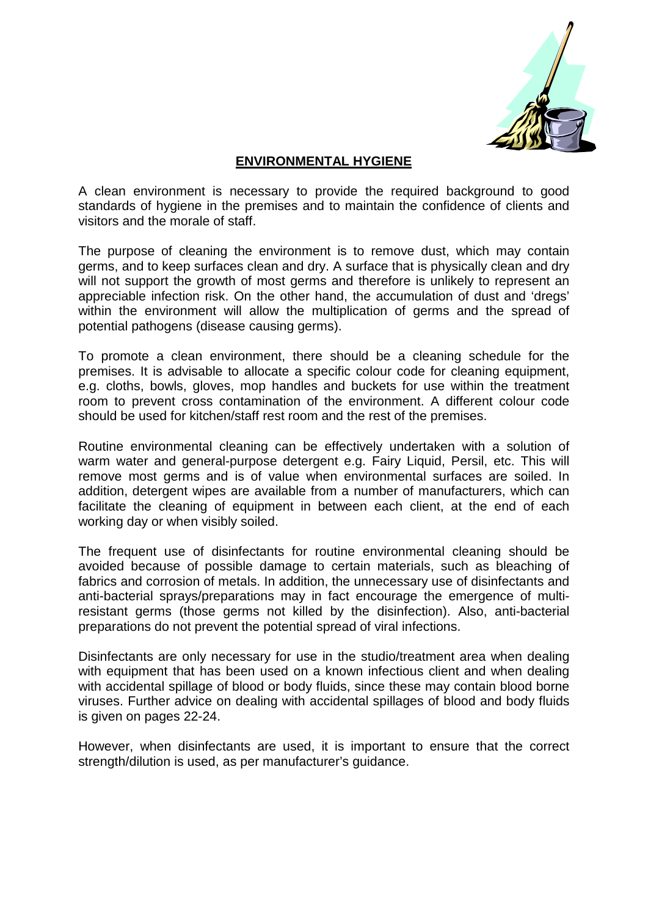## ENVIRONMENTAL HYGIENE

A clean environment is necessary to provide the required background to good standards of hygiene in the premises and to maintain the confidence of clients and visitors and the morale of staff.

The purpose of cleaning the environment is to remove dust, which may contain germs, and to keep surfaces clean and dry. A surface that is physically clean and dry will not support the growth of most germs and therefore is unlikely to represent an appreciable infection risk. On the other hand, the accumulation of dust and 'dregs' within the environment will allow the multiplication of germs and the spread of potential pathogens (disease causing germs).

To promote a clean environment, there should be a cleaning schedule for the premises. It is advisable to allocate a specific colour code for cleaning equipment, e.g. cloths, bowls, gloves, mop handles and buckets for use within the treatment room to prevent cross contamination of the environment. A different colour code should be used for kitchen/staff rest room and the rest of the premises.

Routine environmental cleaning can be effectively undertaken with a solution of warm water and general-purpose detergent e.g. Fairy Liquid, Persil, etc. This will remove most germs and is of value when environmental surfaces are soiled. In addition, detergent wipes are available from a number of manufacturers, which can facilitate the cleaning of equipment in between each client, at the end of each working day or when visibly soiled.

The frequent use of disinfectants for routine environmental cleaning should be avoided because of possible damage to certain materials, such as bleaching of fabrics and corrosion of metals. In addition, the unnecessary use of disinfectants and anti-bacterial sprays/preparations may in fact encourage the emergence of multi-resistant germs (those germs not killed by the disinfection). Also, anti-bacterial preparations do not prevent the potential spread of viral infections.

Disinfectants are only necessary for use in the studio/treatment area when dealing with equipment that has been used on a known infectious client and when dealing with accidental spillage of blood or body fluids, since these may contain blood borne viruses. Further advice on dealing with accidental spillages of blood and body fluids is given on pages 22-24.

However, when disinfectants are used, it is important to ensure that the correct strength/dilution is used, as per manufacturer's guidance.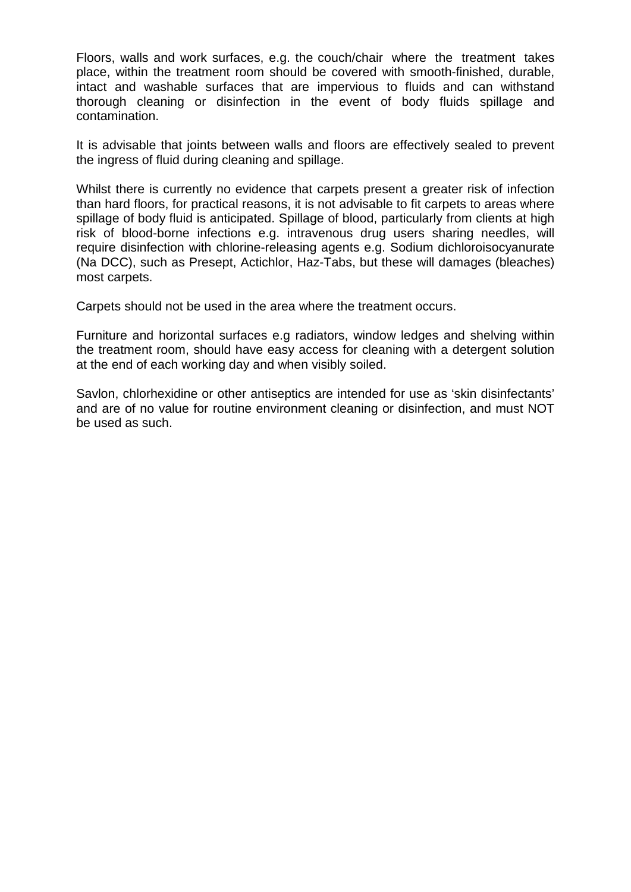Floors, walls and work surfaces, e.g. the couch/chair where the treatment takes place, within the treatment room should be covered with smooth-finished, durable, intact and washable surfaces that are impervious to fluids and can withstand thorough cleaning or disinfection in the event of body fluids spillage and contamination.

It is advisable that joints between walls and floors are effectively sealed to prevent the ingress of fluid during cleaning and spillage.

Whilst there is currently no evidence that carpets present a greater risk of infection than hard floors, for practical reasons, it is not advisable to fit carpets to areas where spillage of body fluid is anticipated. Spillage of blood, particularly from clients at high risk of blood-borne infections e.g. intravenous drug users sharing needles, will require disinfection with chlorine-releasing agents e.g. Sodium dichloroisocyanurate (Na DCC), such as Presept, Actichlor, Haz-Tabs, but these will damages (bleaches) most carpets.

Carpets should not be used in the area where the treatment occurs.

Furniture and horizontal surfaces e.g radiators, window ledges and shelving within the treatment room, should have easy access for cleaning with a detergent solution at the end of each working day and when visibly soiled.

Savlon, chlorhexidine or other antiseptics are intended for use as 'skin disinfectants' and are of no value for routine environment cleaning or disinfection, and must NOT be used as such.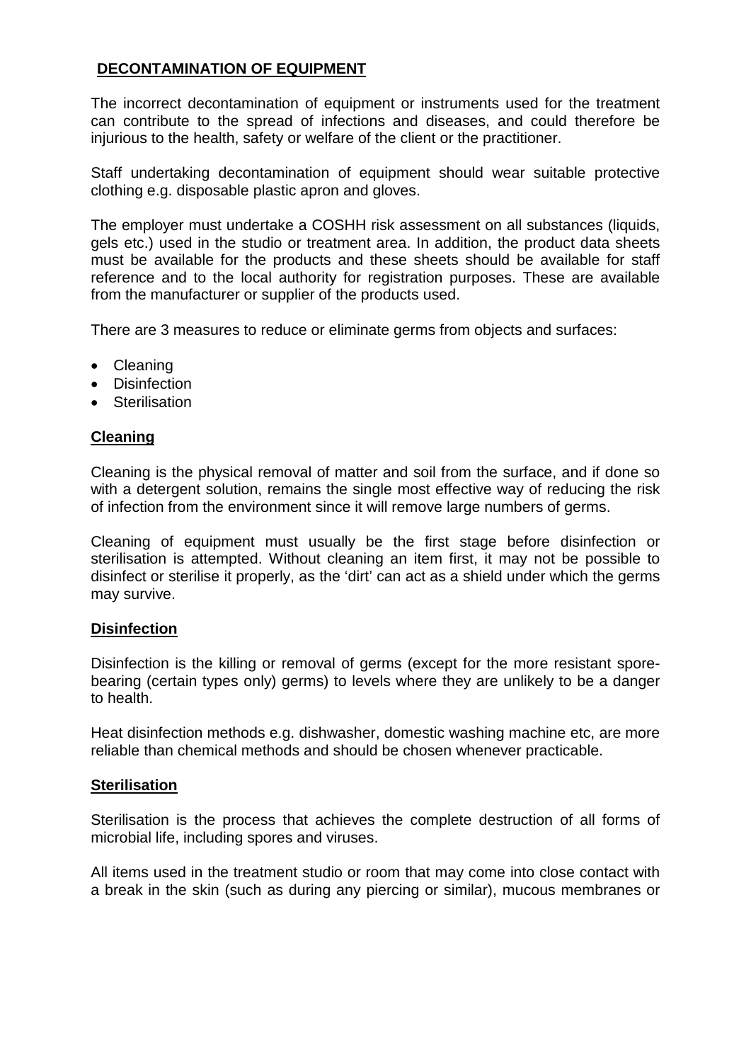## DECONTAMINATION OF EQUIPMENT

The incorrect decontamination of equipment or instruments used for the treatment can contribute to the spread of infections and diseases, and could therefore be injurious to the health, safety or welfare of the client or the practitioner.

Staff undertaking decontamination of equipment should wear suitable protective clothing e.g. disposable plastic apron and gloves.

The employer must undertake a COSHH risk assessment on all substances (liquids, gels etc.) used in the studio or treatment area. In addition, the product data sheets must be available for the products and these sheets should be available for staff reference and to the local authority for registration purposes. These are available from the manufacturer or supplier of the products used.

There are 3 measures to reduce or eliminate germs from objects and surfaces:

- Cleaning
- Disinfection
- Sterilisation

### Cleaning

Cleaning is the physical removal of matter and soil from the surface, and if done so with a detergent solution, remains the single most effective way of reducing the risk of infection from the environment since it will remove large numbers of germs.

Cleaning of equipment must usually be the first stage before disinfection or sterilisation is attempted. Without cleaning an item first, it may not be possible to disinfect or sterilise it properly, as the 'dirt' can act as a shield under which the germs may survive.

### Disinfection

Disinfection is the killing or removal of germs (except for the more resistant spore-bearing (certain types only) germs) to levels where they are unlikely to be a danger to health.

Heat disinfection methods e.g. dishwasher, domestic washing machine etc, are more reliable than chemical methods and should be chosen whenever practicable.

### Sterilisation

Sterilisation is the process that achieves the complete destruction of all forms of microbial life, including spores and viruses.

All items used in the treatment studio or room that may come into close contact with a break in the skin (such as during any piercing or similar), mucous membranes or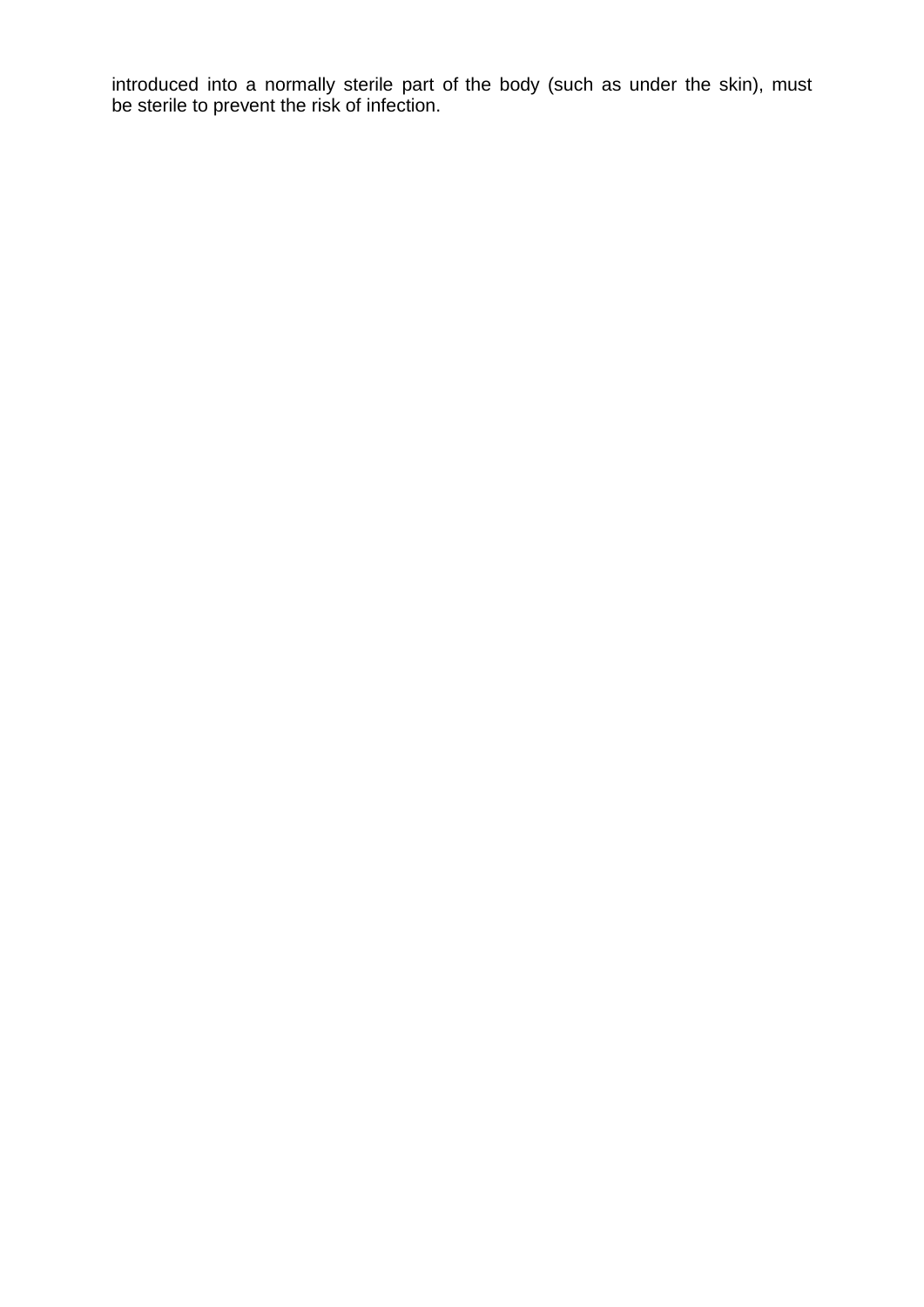introduced into a normally sterile part of the body (such as under the skin), must be sterile to prevent the risk of infection.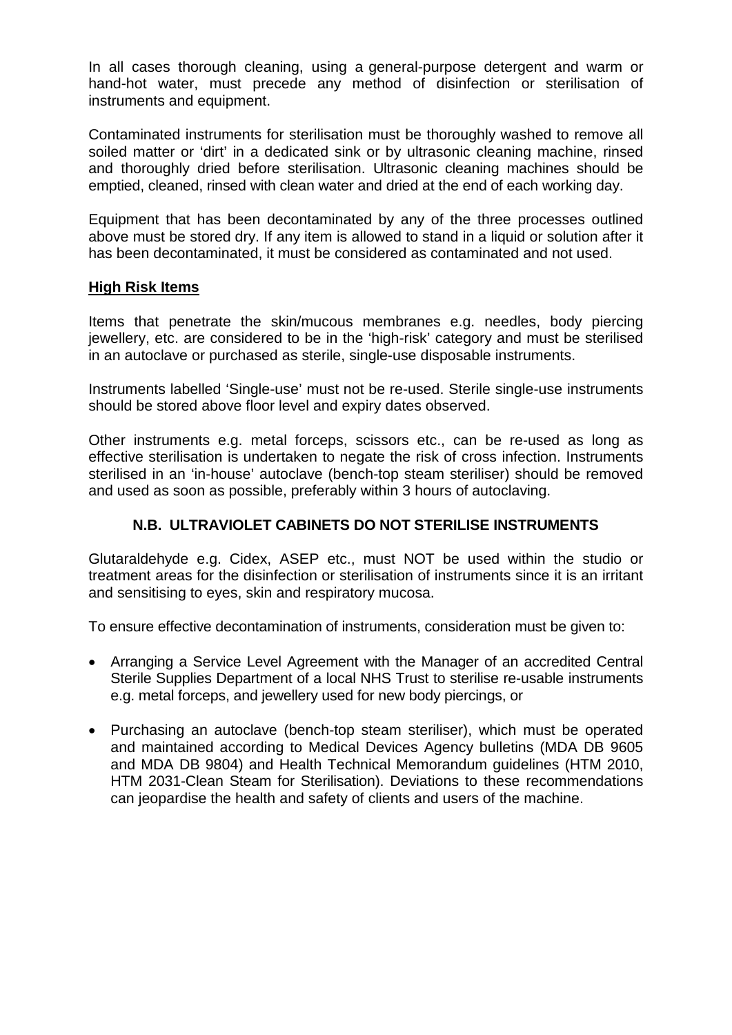In all cases thorough cleaning, using a general-purpose detergent and warm or hand-hot water, must precede any method of disinfection or sterilisation of instruments and equipment.

Contaminated instruments for sterilisation must be thoroughly washed to remove all soiled matter or 'dirt' in a dedicated sink or by ultrasonic cleaning machine, rinsed and thoroughly dried before sterilisation. Ultrasonic cleaning machines should be emptied, cleaned, rinsed with clean water and dried at the end of each working day.

Equipment that has been decontaminated by any of the three processes outlined above must be stored dry. If any item is allowed to stand in a liquid or solution after it has been decontaminated, it must be considered as contaminated and not used.

## High Risk Items

Items that penetrate the skin/mucous membranes e.g. needles, body piercing jewellery, etc. are considered to be in the 'high-risk' category and must be sterilised in an autoclave or purchased as sterile, single-use disposable instruments.

Instruments labelled 'Single-use' must not be re-used. Sterile single-use instruments should be stored above floor level and expiry dates observed.

Other instruments e.g. metal forceps, scissors etc., can be re-used as long as effective sterilisation is undertaken to negate the risk of cross infection. Instruments sterilised in an 'in-house' autoclave (bench-top steam steriliser) should be removed and used as soon as possible, preferably within 3 hours of autoclaving.

**N.B. ULTRAVIOLET CABINETS DO NOT STERILISE INSTRUMENTS**

Glutaraldehyde e.g. Cidex, ASEP etc., must NOT be used within the studio or treatment areas for the disinfection or sterilisation of instruments since it is an irritant and sensitising to eyes, skin and respiratory mucosa.

To ensure effective decontamination of instruments, consideration must be given to:

- Arranging a Service Level Agreement with the Manager of an accredited Central Sterile Supplies Department of a local NHS Trust to sterilise re-usable instruments e.g. metal forceps, and jewellery used for new body piercings, or
- Purchasing an autoclave (bench-top steam steriliser), which must be operated and maintained according to Medical Devices Agency bulletins (MDA DB 9605 and MDA DB 9804) and Health Technical Memorandum guidelines (HTM 2010, HTM 2031-Clean Steam for Sterilisation). Deviations to these recommendations can jeopardise the health and safety of clients and users of the machine.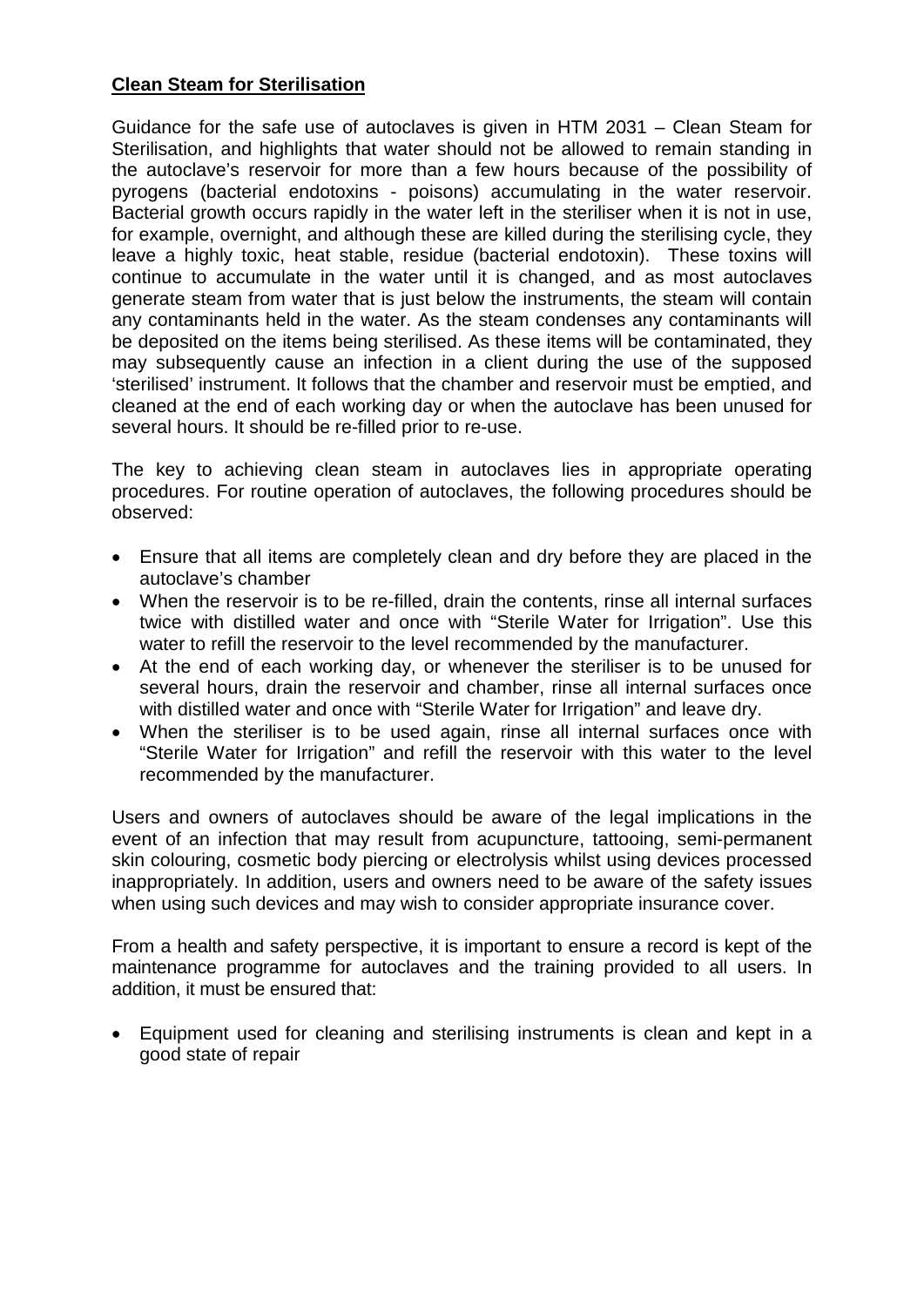**Clean Steam for Sterilisation**

Guidance for the safe use of autoclaves is given in HTM 2031 – Clean Steam for Sterilisation, and highlights that water should not be allowed to remain standing in the autoclave's reservoir for more than a few hours because of the possibility of pyrogens (bacterial endotoxins - poisons) accumulating in the water reservoir. Bacterial growth occurs rapidly in the water left in the steriliser when it is not in use, for example, overnight, and although these are killed during the sterilising cycle, they leave a highly toxic, heat stable, residue (bacterial endotoxin). These toxins will continue to accumulate in the water until it is changed, and as most autoclaves generate steam from water that is just below the instruments, the steam will contain any contaminants held in the water. As the steam condenses any contaminants will be deposited on the items being sterilised. As these items will be contaminated, they may subsequently cause an infection in a client during the use of the supposed 'sterilised' instrument. It follows that the chamber and reservoir must be emptied, and cleaned at the end of each working day or when the autoclave has been unused for several hours. It should be re-filled prior to re-use.

The key to achieving clean steam in autoclaves lies in appropriate operating procedures. For routine operation of autoclaves, the following procedures should be observed:

- Ensure that all items are completely clean and dry before they are placed in the autoclave's chamber
- When the reservoir is to be re-filled, drain the contents, rinse all internal surfaces twice with distilled water and once with "Sterile Water for Irrigation". Use this water to refill the reservoir to the level recommended by the manufacturer.
- At the end of each working day, or whenever the steriliser is to be unused for several hours, drain the reservoir and chamber, rinse all internal surfaces once with distilled water and once with "Sterile Water for Irrigation" and leave dry.
- When the steriliser is to be used again, rinse all internal surfaces once with "Sterile Water for Irrigation" and refill the reservoir with this water to the level recommended by the manufacturer.

Users and owners of autoclaves should be aware of the legal implications in the event of an infection that may result from acupuncture, tattooing, semi-permanent skin colouring, cosmetic body piercing or electrolysis whilst using devices processed inappropriately. In addition, users and owners need to be aware of the safety issues when using such devices and may wish to consider appropriate insurance cover.

From a health and safety perspective, it is important to ensure a record is kept of the maintenance programme for autoclaves and the training provided to all users. In addition, it must be ensured that:

- Equipment used for cleaning and sterilising instruments is clean and kept in a good state of repair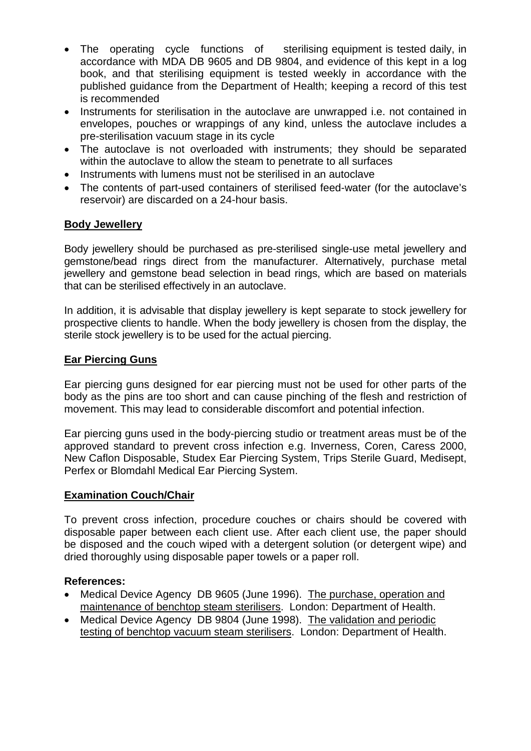- The operating cycle functions of sterilising equipment is tested daily, in accordance with MDA DB 9605 and DB 9804, and evidence of this kept in a log book, and that sterilising equipment is tested weekly in accordance with the published guidance from the Department of Health; keeping a record of this test is recommended
- Instruments for sterilisation in the autoclave are unwrapped i.e. not contained in envelopes, pouches or wrappings of any kind, unless the autoclave includes a pre-sterilisation vacuum stage in its cycle
- The autoclave is not overloaded with instruments; they should be separated within the autoclave to allow the steam to penetrate to all surfaces
- Instruments with lumens must not be sterilised in an autoclave
- The contents of part-used containers of sterilised feed-water (for the autoclave's reservoir) are discarded on a 24-hour basis.

## Body Jewellery

Body jewellery should be purchased as pre-sterilised single-use metal jewellery and gemstone/bead rings direct from the manufacturer. Alternatively, purchase metal jewellery and gemstone bead selection in bead rings, which are based on materials that can be sterilised effectively in an autoclave.

In addition, it is advisable that display jewellery is kept separate to stock jewellery for prospective clients to handle. When the body jewellery is chosen from the display, the sterile stock jewellery is to be used for the actual piercing.

## Ear Piercing Guns

Ear piercing guns designed for ear piercing must not be used for other parts of the body as the pins are too short and can cause pinching of the flesh and restriction of movement. This may lead to considerable discomfort and potential infection.

Ear piercing guns used in the body-piercing studio or treatment areas must be of the approved standard to prevent cross infection e.g. Inverness, Coren, Caress 2000, New Caflon Disposable, Studex Ear Piercing System, Trips Sterile Guard, Medisept, Perfex or Blomdahl Medical Ear Piercing System.

## Examination Couch/Chair

To prevent cross infection, procedure couches or chairs should be covered with disposable paper between each client use. After each client use, the paper should be disposed and the couch wiped with a detergent solution (or detergent wipe) and dried thoroughly using disposable paper towels or a paper roll.

**References:**

- Medical Device Agency DB 9605 (June 1996). The purchase, operation and maintenance of benchtop steam sterilisers. London: Department of Health.
- Medical Device Agency DB 9804 (June 1998). The validation and periodic testing of benchtop vacuum steam sterilisers. London: Department of Health.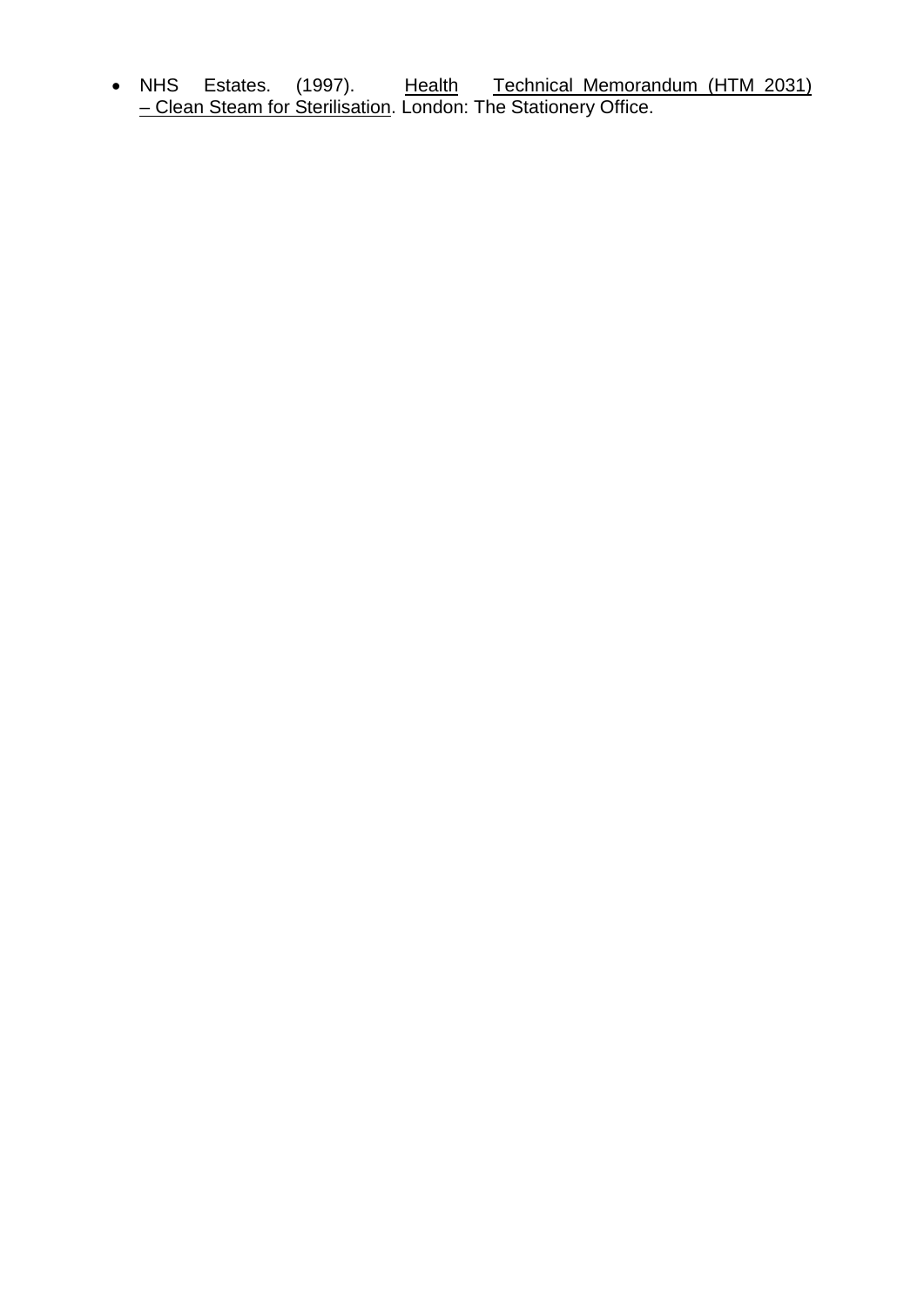- NHS Estates. (1997). <u>Health Technical Memorandum (HTM 2031) – Clean Steam for Sterilisation</u>. London: The Stationery Office.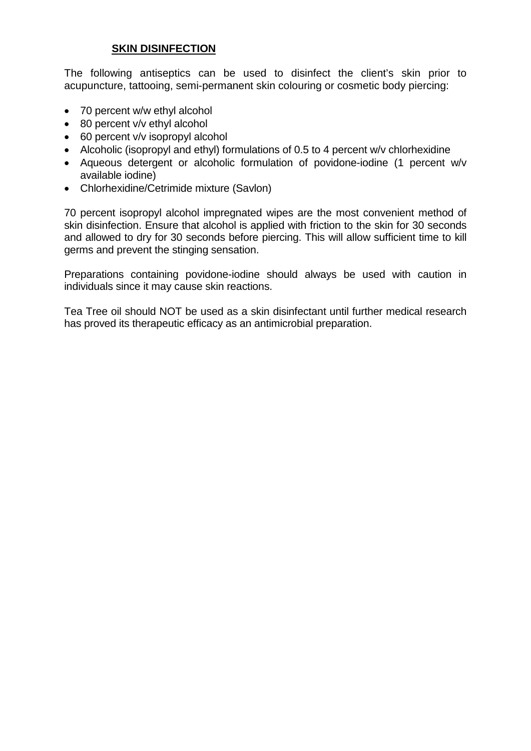## **SKIN DISINFECTION**

The following antiseptics can be used to disinfect the client's skin prior to acupuncture, tattooing, semi-permanent skin colouring or cosmetic body piercing:

- 70 percent w/w ethyl alcohol
- 80 percent v/v ethyl alcohol
- 60 percent v/v isopropyl alcohol
- Alcoholic (isopropyl and ethyl) formulations of 0.5 to 4 percent w/v chlorhexidine
- Aqueous detergent or alcoholic formulation of povidone-iodine (1 percent w/v available iodine)
- Chlorhexidine/Cetrimide mixture (Savlon)

70 percent isopropyl alcohol impregnated wipes are the most convenient method of skin disinfection. Ensure that alcohol is applied with friction to the skin for 30 seconds and allowed to dry for 30 seconds before piercing. This will allow sufficient time to kill germs and prevent the stinging sensation.

Preparations containing povidone-iodine should always be used with caution in individuals since it may cause skin reactions.

Tea Tree oil should NOT be used as a skin disinfectant until further medical research has proved its therapeutic efficacy as an antimicrobial preparation.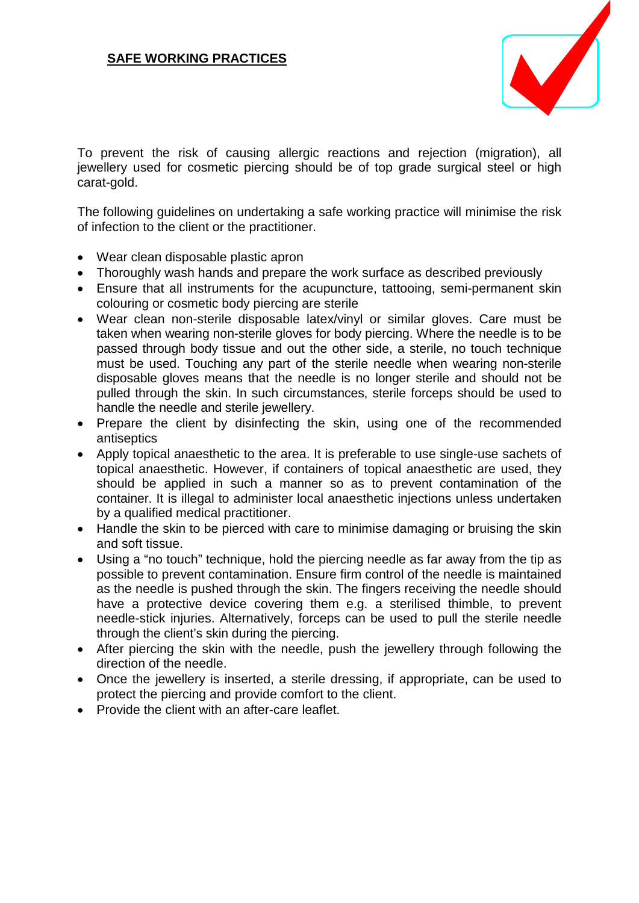## SAFE WORKING PRACTICES

To prevent the risk of causing allergic reactions and rejection (migration), all jewellery used for cosmetic piercing should be of top grade surgical steel or high carat-gold.

The following guidelines on undertaking a safe working practice will minimise the risk of infection to the client or the practitioner.

- Wear clean disposable plastic apron
- Thoroughly wash hands and prepare the work surface as described previously
- Ensure that all instruments for the acupuncture, tattooing, semi-permanent skin colouring or cosmetic body piercing are sterile
- Wear clean non-sterile disposable latex/vinyl or similar gloves. Care must be taken when wearing non-sterile gloves for body piercing. Where the needle is to be passed through body tissue and out the other side, a sterile, no touch technique must be used. Touching any part of the sterile needle when wearing non-sterile disposable gloves means that the needle is no longer sterile and should not be pulled through the skin. In such circumstances, sterile forceps should be used to handle the needle and sterile jewellery.
- Prepare the client by disinfecting the skin, using one of the recommended antiseptics
- Apply topical anaesthetic to the area. It is preferable to use single-use sachets of topical anaesthetic. However, if containers of topical anaesthetic are used, they should be applied in such a manner so as to prevent contamination of the container. It is illegal to administer local anaesthetic injections unless undertaken by a qualified medical practitioner.
- Handle the skin to be pierced with care to minimise damaging or bruising the skin and soft tissue.
- Using a "no touch" technique, hold the piercing needle as far away from the tip as possible to prevent contamination. Ensure firm control of the needle is maintained as the needle is pushed through the skin. The fingers receiving the needle should have a protective device covering them e.g. a sterilised thimble, to prevent needle-stick injuries. Alternatively, forceps can be used to pull the sterile needle through the client's skin during the piercing.
- After piercing the skin with the needle, push the jewellery through following the direction of the needle.
- Once the jewellery is inserted, a sterile dressing, if appropriate, can be used to protect the piercing and provide comfort to the client.
- Provide the client with an after-care leaflet.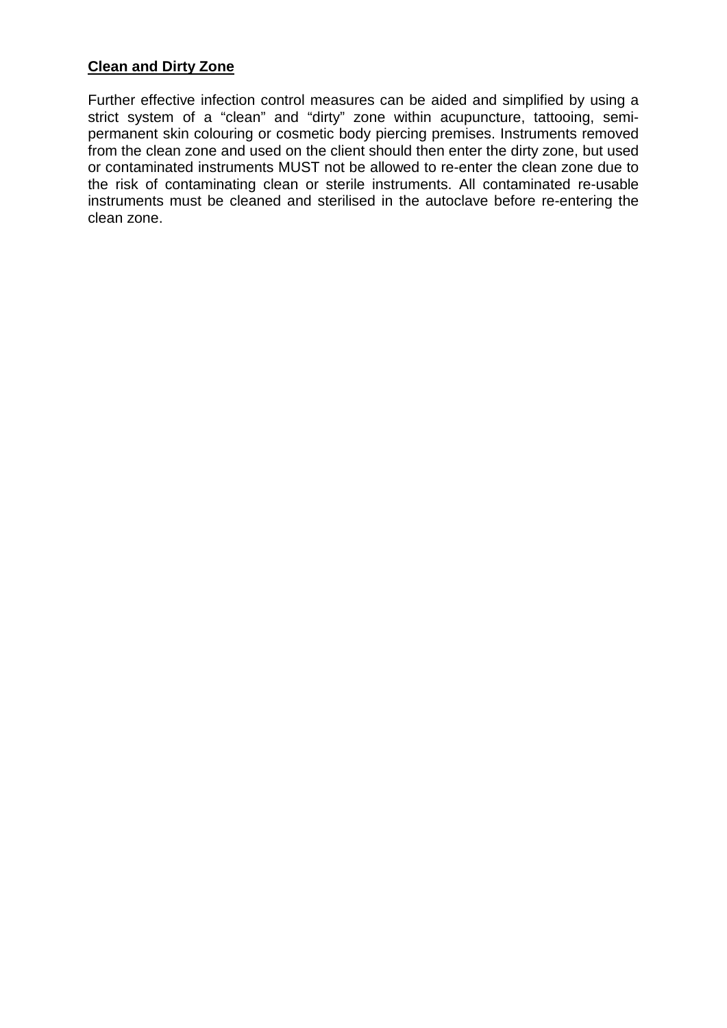**<u>Clean and Dirty Zone</u>**

Further effective infection control measures can be aided and simplified by using a strict system of a “clean” and “dirty” zone within acupuncture, tattooing, semi-permanent skin colouring or cosmetic body piercing premises. Instruments removed from the clean zone and used on the client should then enter the dirty zone, but used or contaminated instruments MUST not be allowed to re-enter the clean zone due to the risk of contaminating clean or sterile instruments. All contaminated re-usable instruments must be cleaned and sterilised in the autoclave before re-entering the clean zone.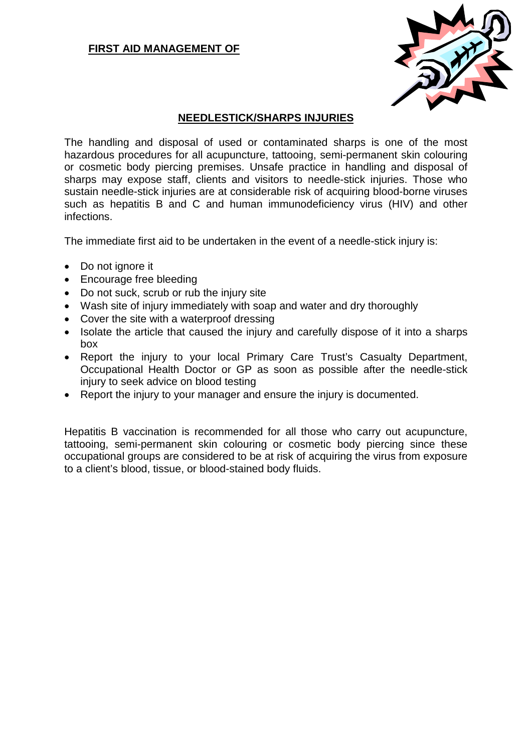## FIRST AID MANAGEMENT OF

## NEEDLESTICK/SHARPS INJURIES

The handling and disposal of used or contaminated sharps is one of the most hazardous procedures for all acupuncture, tattooing, semi-permanent skin colouring or cosmetic body piercing premises. Unsafe practice in handling and disposal of sharps may expose staff, clients and visitors to needle-stick injuries. Those who sustain needle-stick injuries are at considerable risk of acquiring blood-borne viruses such as hepatitis B and C and human immunodeficiency virus (HIV) and other infections.

The immediate first aid to be undertaken in the event of a needle-stick injury is:

- Do not ignore it
- Encourage free bleeding
- Do not suck, scrub or rub the injury site
- Wash site of injury immediately with soap and water and dry thoroughly
- Cover the site with a waterproof dressing
- Isolate the article that caused the injury and carefully dispose of it into a sharps box
- Report the injury to your local Primary Care Trust's Casualty Department, Occupational Health Doctor or GP as soon as possible after the needle-stick injury to seek advice on blood testing
- Report the injury to your manager and ensure the injury is documented.

Hepatitis B vaccination is recommended for all those who carry out acupuncture, tattooing, semi-permanent skin colouring or cosmetic body piercing since these occupational groups are considered to be at risk of acquiring the virus from exposure to a client's blood, tissue, or blood-stained body fluids.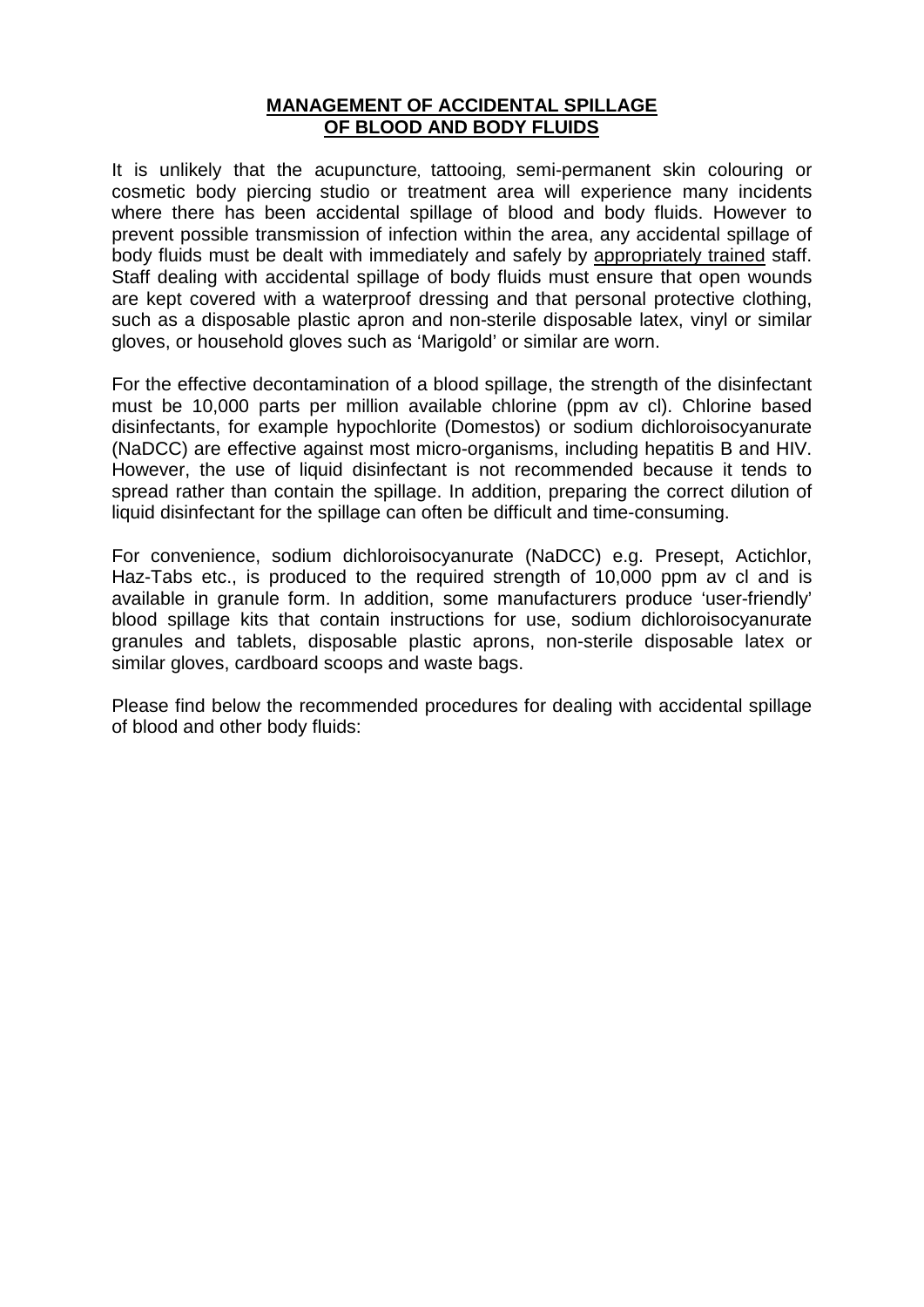## MANAGEMENT OF ACCIDENTAL SPILLAGE OF BLOOD AND BODY FLUIDS

It is unlikely that the acupuncture, tattooing, semi-permanent skin colouring or cosmetic body piercing studio or treatment area will experience many incidents where there has been accidental spillage of blood and body fluids. However to prevent possible transmission of infection within the area, any accidental spillage of body fluids must be dealt with immediately and safely by appropriately trained staff. Staff dealing with accidental spillage of body fluids must ensure that open wounds are kept covered with a waterproof dressing and that personal protective clothing, such as a disposable plastic apron and non-sterile disposable latex, vinyl or similar gloves, or household gloves such as 'Marigold' or similar are worn.

For the effective decontamination of a blood spillage, the strength of the disinfectant must be 10,000 parts per million available chlorine (ppm av cl). Chlorine based disinfectants, for example hypochlorite (Domestos) or sodium dichloroisocyanurate (NaDCC) are effective against most micro-organisms, including hepatitis B and HIV. However, the use of liquid disinfectant is not recommended because it tends to spread rather than contain the spillage. In addition, preparing the correct dilution of liquid disinfectant for the spillage can often be difficult and time-consuming.

For convenience, sodium dichloroisocyanurate (NaDCC) e.g. Presept, Actichlor, Haz-Tabs etc., is produced to the required strength of 10,000 ppm av cl and is available in granule form. In addition, some manufacturers produce 'user-friendly' blood spillage kits that contain instructions for use, sodium dichloroisocyanurate granules and tablets, disposable plastic aprons, non-sterile disposable latex or similar gloves, cardboard scoops and waste bags.

Please find below the recommended procedures for dealing with accidental spillage of blood and other body fluids: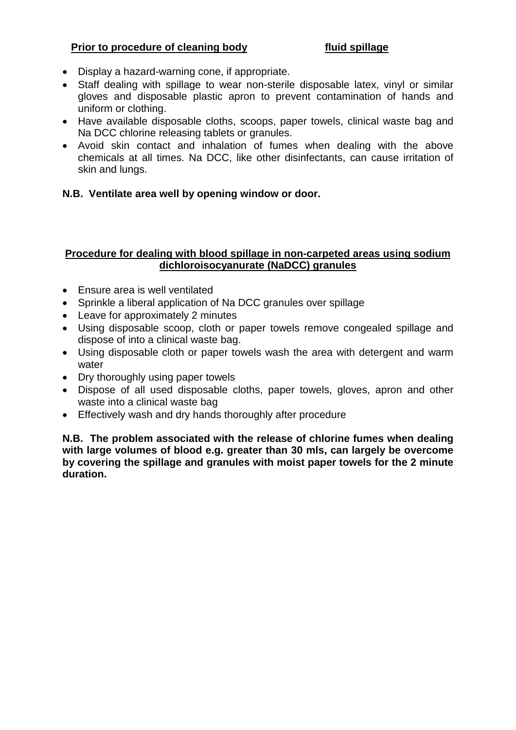**Prior to procedure of cleaning body fluid spillage**

- Display a hazard-warning cone, if appropriate.
- Staff dealing with spillage to wear non-sterile disposable latex, vinyl or similar gloves and disposable plastic apron to prevent contamination of hands and uniform or clothing.
- Have available disposable cloths, scoops, paper towels, clinical waste bag and Na DCC chlorine releasing tablets or granules.
- Avoid skin contact and inhalation of fumes when dealing with the above chemicals at all times. Na DCC, like other disinfectants, can cause irritation of skin and lungs.

**N.B. Ventilate area well by opening window or door.**

**Procedure for dealing with blood spillage in non-carpeted areas using sodium dichloroisocyanurate (NaDCC) granules**

- Ensure area is well ventilated
- Sprinkle a liberal application of Na DCC granules over spillage
- Leave for approximately 2 minutes
- Using disposable scoop, cloth or paper towels remove congealed spillage and dispose of into a clinical waste bag.
- Using disposable cloth or paper towels wash the area with detergent and warm water
- Dry thoroughly using paper towels
- Dispose of all used disposable cloths, paper towels, gloves, apron and other waste into a clinical waste bag
- Effectively wash and dry hands thoroughly after procedure

**N.B. The problem associated with the release of chlorine fumes when dealing with large volumes of blood e.g. greater than 30 mls, can largely be overcome by covering the spillage and granules with moist paper towels for the 2 minute duration.**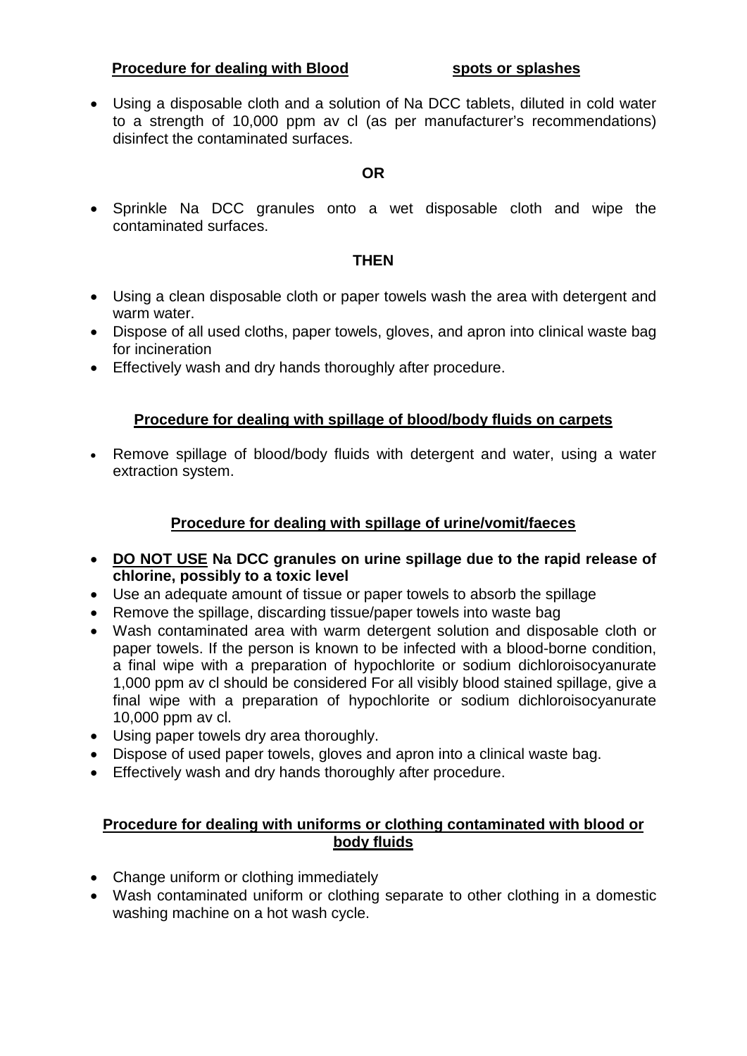**Procedure for dealing with Blood spots or splashes**

- Using a disposable cloth and a solution of Na DCC tablets, diluted in cold water to a strength of 10,000 ppm av cl (as per manufacturer's recommendations) disinfect the contaminated surfaces.

**OR**

- Sprinkle Na DCC granules onto a wet disposable cloth and wipe the contaminated surfaces.

**THEN**

- Using a clean disposable cloth or paper towels wash the area with detergent and warm water.
- Dispose of all used cloths, paper towels, gloves, and apron into clinical waste bag for incineration
- Effectively wash and dry hands thoroughly after procedure.

**Procedure for dealing with spillage of blood/body fluids on carpets**

- Remove spillage of blood/body fluids with detergent and water, using a water extraction system.

**Procedure for dealing with spillage of urine/vomit/faeces**

- **DO NOT USE Na DCC granules on urine spillage due to the rapid release of chlorine, possibly to a toxic level**
- Use an adequate amount of tissue or paper towels to absorb the spillage
- Remove the spillage, discarding tissue/paper towels into waste bag
- Wash contaminated area with warm detergent solution and disposable cloth or paper towels. If the person is known to be infected with a blood-borne condition, a final wipe with a preparation of hypochlorite or sodium dichloroisocyanurate 1,000 ppm av cl should be considered For all visibly blood stained spillage, give a final wipe with a preparation of hypochlorite or sodium dichloroisocyanurate 10,000 ppm av cl.
- Using paper towels dry area thoroughly.
- Dispose of used paper towels, gloves and apron into a clinical waste bag.
- Effectively wash and dry hands thoroughly after procedure.

**Procedure for dealing with uniforms or clothing contaminated with blood or body fluids**

- Change uniform or clothing immediately
- Wash contaminated uniform or clothing separate to other clothing in a domestic washing machine on a hot wash cycle.